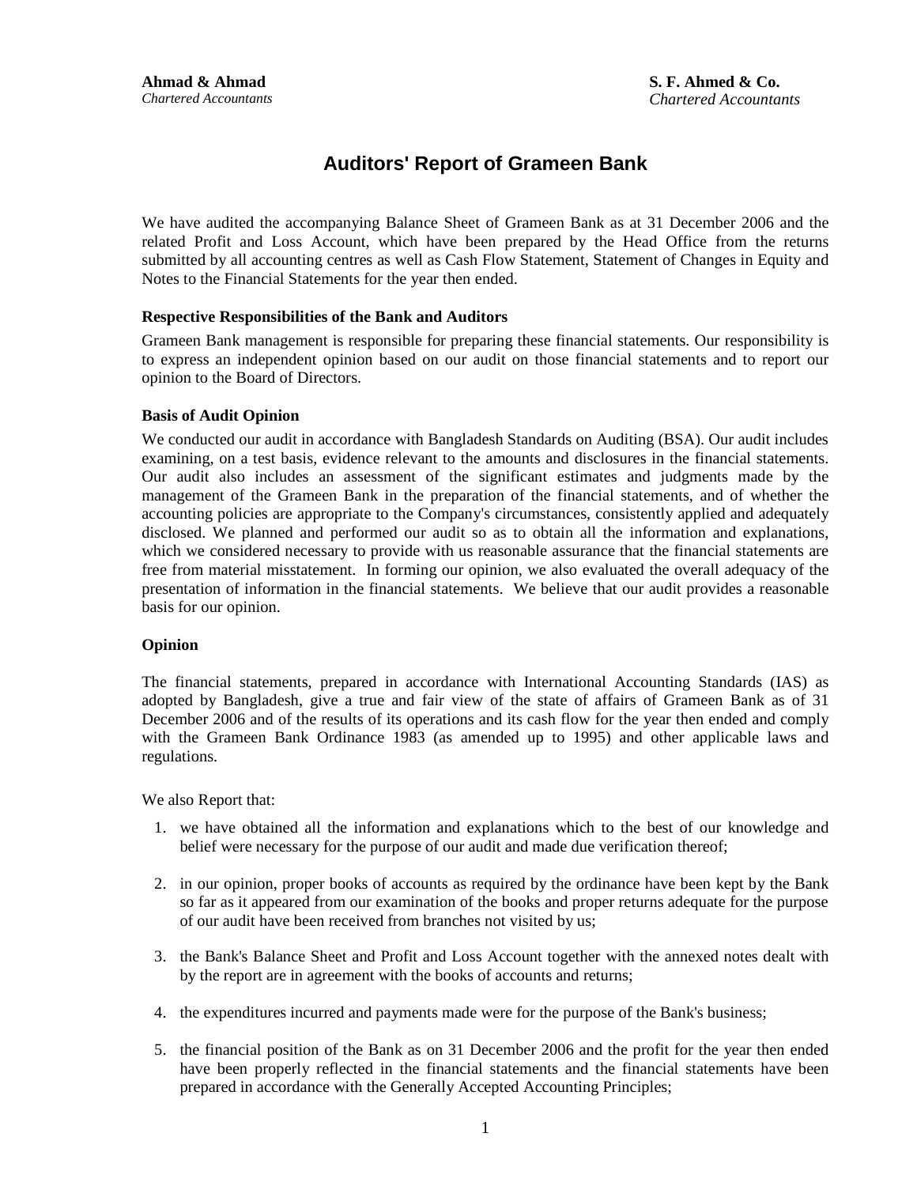**Ahmad & Ahmad**
*Chartered Accountants*

**S. F. Ahmed & Co.**
*Chartered Accountants*

# Auditors' Report of Grameen Bank

We have audited the accompanying Balance Sheet of Grameen Bank as at 31 December 2006 and the related Profit and Loss Account, which have been prepared by the Head Office from the returns submitted by all accounting centres as well as Cash Flow Statement, Statement of Changes in Equity and Notes to the Financial Statements for the year then ended.

### Respective Responsibilities of the Bank and Auditors

Grameen Bank management is responsible for preparing these financial statements. Our responsibility is to express an independent opinion based on our audit on those financial statements and to report our opinion to the Board of Directors.

### Basis of Audit Opinion

We conducted our audit in accordance with Bangladesh Standards on Auditing (BSA). Our audit includes examining, on a test basis, evidence relevant to the amounts and disclosures in the financial statements. Our audit also includes an assessment of the significant estimates and judgments made by the management of the Grameen Bank in the preparation of the financial statements, and of whether the accounting policies are appropriate to the Company's circumstances, consistently applied and adequately disclosed. We planned and performed our audit so as to obtain all the information and explanations, which we considered necessary to provide with us reasonable assurance that the financial statements are free from material misstatement. In forming our opinion, we also evaluated the overall adequacy of the presentation of information in the financial statements. We believe that our audit provides a reasonable basis for our opinion.

### Opinion

The financial statements, prepared in accordance with International Accounting Standards (IAS) as adopted by Bangladesh, give a true and fair view of the state of affairs of Grameen Bank as of 31 December 2006 and of the results of its operations and its cash flow for the year then ended and comply with the Grameen Bank Ordinance 1983 (as amended up to 1995) and other applicable laws and regulations.

We also Report that:

1. we have obtained all the information and explanations which to the best of our knowledge and belief were necessary for the purpose of our audit and made due verification thereof;
2. in our opinion, proper books of accounts as required by the ordinance have been kept by the Bank so far as it appeared from our examination of the books and proper returns adequate for the purpose of our audit have been received from branches not visited by us;
3. the Bank's Balance Sheet and Profit and Loss Account together with the annexed notes dealt with by the report are in agreement with the books of accounts and returns;
4. the expenditures incurred and payments made were for the purpose of the Bank's business;
5. the financial position of the Bank as on 31 December 2006 and the profit for the year then ended have been properly reflected in the financial statements and the financial statements have been prepared in accordance with the Generally Accepted Accounting Principles;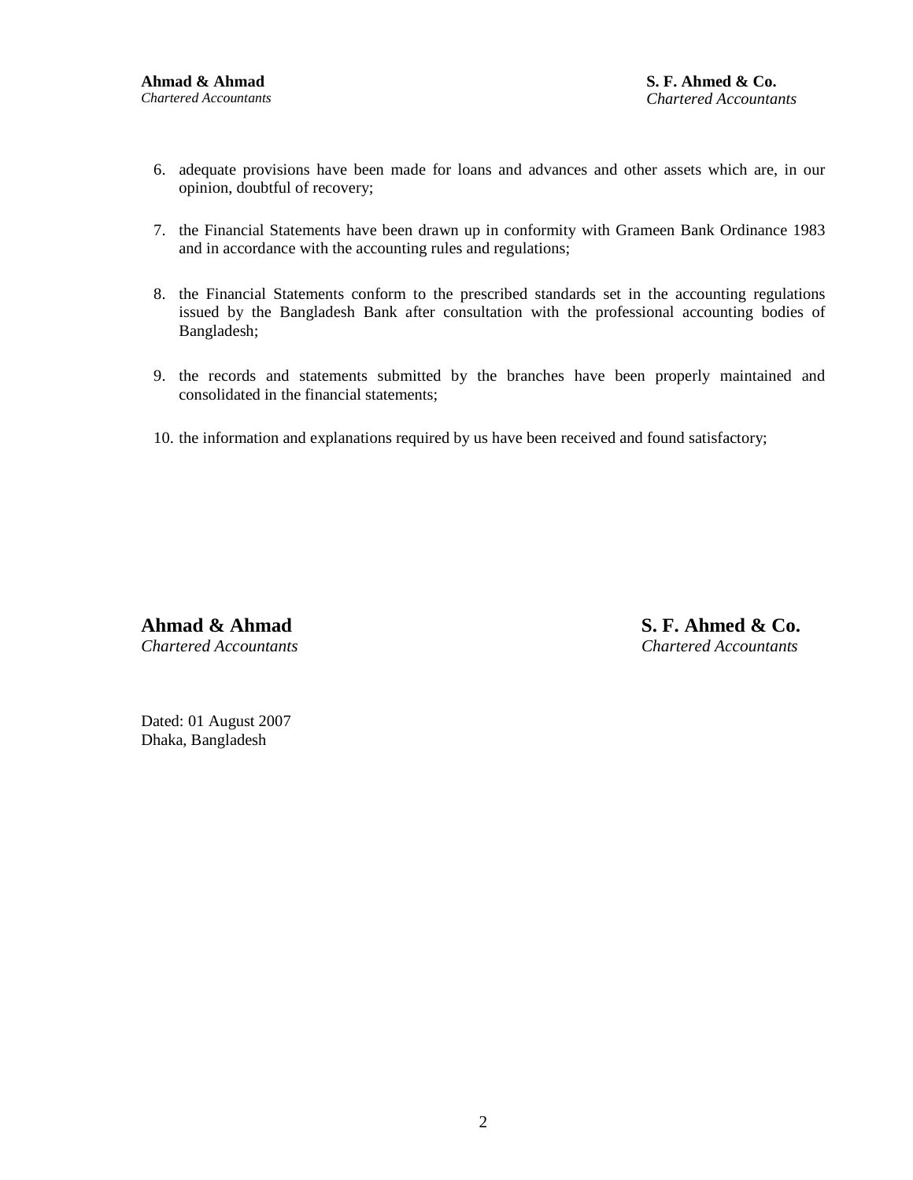6. adequate provisions have been made for loans and advances and other assets which are, in our opinion, doubtful of recovery;

7. the Financial Statements have been drawn up in conformity with Grameen Bank Ordinance 1983 and in accordance with the accounting rules and regulations;

8. the Financial Statements conform to the prescribed standards set in the accounting regulations issued by the Bangladesh Bank after consultation with the professional accounting bodies of Bangladesh;

9. the records and statements submitted by the branches have been properly maintained and consolidated in the financial statements;

10. the information and explanations required by us have been received and found satisfactory;

**Ahmad & Ahmad**
*Chartered Accountants*

**S. F. Ahmed & Co.**
*Chartered Accountants*

Dated: 01 August 2007
Dhaka, Bangladesh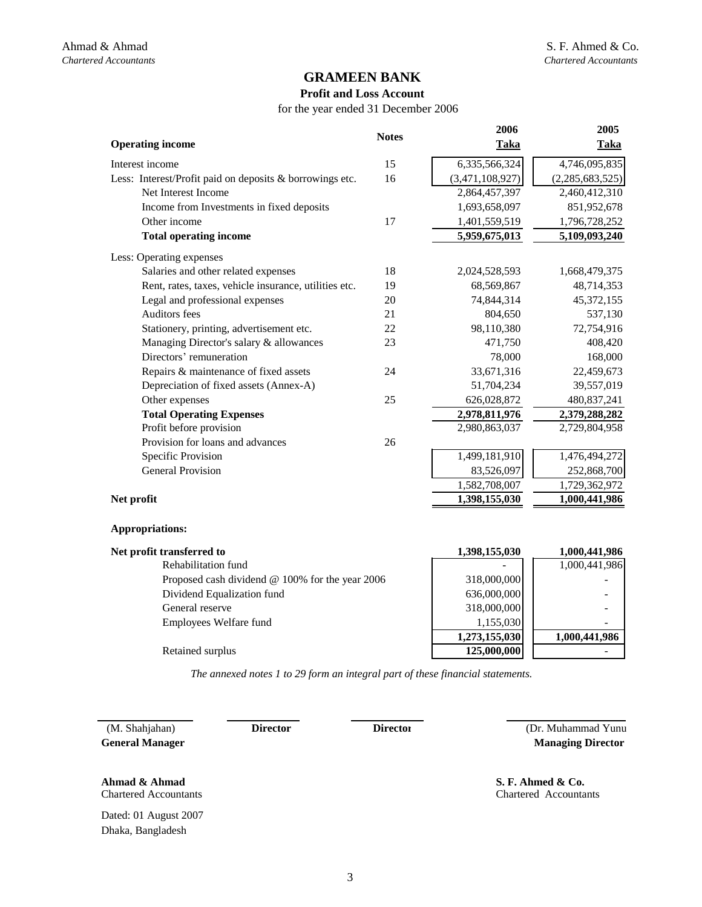Ahmad & Ahmad
*Chartered Accountants*

S. F. Ahmed & Co.
*Chartered Accountants*

# GRAMEEN BANK

## Profit and Loss Account

for the year ended 31 December 2006

| **Operating income** | **Notes** | **2006 Taka** | **2005 Taka** |
|---|---|---|---|
| Interest income | 15 | 6,335,566,324 | 4,746,095,835 |
| Less: Interest/Profit paid on deposits & borrowings etc. | 16 | (3,471,108,927) | (2,285,683,525) |
| Net Interest Income | | 2,864,457,397 | 2,460,412,310 |
| Income from Investments in fixed deposits | | 1,693,658,097 | 851,952,678 |
| Other income | 17 | 1,401,559,519 | 1,796,728,252 |
| **Total operating income** | | **5,959,675,013** | **5,109,093,240** |
| Less: Operating expenses | | | |
| Salaries and other related expenses | 18 | 2,024,528,593 | 1,668,479,375 |
| Rent, rates, taxes, vehicle insurance, utilities etc. | 19 | 68,569,867 | 48,714,353 |
| Legal and professional expenses | 20 | 74,844,314 | 45,372,155 |
| Auditors fees | 21 | 804,650 | 537,130 |
| Stationery, printing, advertisement etc. | 22 | 98,110,380 | 72,754,916 |
| Managing Director's salary & allowances | 23 | 471,750 | 408,420 |
| Directors' remuneration | | 78,000 | 168,000 |
| Repairs & maintenance of fixed assets | 24 | 33,671,316 | 22,459,673 |
| Depreciation of fixed assets (Annex-A) | | 51,704,234 | 39,557,019 |
| Other expenses | 25 | 626,028,872 | 480,837,241 |
| **Total Operating Expenses** | | **2,978,811,976** | **2,379,288,282** |
| Profit before provision | | 2,980,863,037 | 2,729,804,958 |
| Provision for loans and advances | 26 | | |
| Specific Provision | | 1,499,181,910 | 1,476,494,272 |
| General Provision | | 83,526,097 | 252,868,700 |
| | | 1,582,708,007 | 1,729,362,972 |
| **Net profit** | | **1,398,155,030** | **1,000,441,986** |

**Appropriations:**

| | 2006 | 2005 |
|---|---|---|
| **Net profit transferred to** | **1,398,155,030** | **1,000,441,986** |
| Rehabilitation fund | - | 1,000,441,986 |
| Proposed cash dividend @ 100% for the year 2006 | 318,000,000 | - |
| Dividend Equalization fund | 636,000,000 | - |
| General reserve | 318,000,000 | - |
| Employees Welfare fund | 1,155,030 | - |
| | **1,273,155,030** | **1,000,441,986** |
| Retained surplus | **125,000,000** | - |

*The annexed notes 1 to 29 form an integral part of these financial statements.*

(M. Shahjahan)
**General Manager**

**Director**

**Director**

(Dr. Muhammad Yunu
**Managing Director**

**Ahmad & Ahmad**
Chartered Accountants

**S. F. Ahmed & Co.**
Chartered Accountants

Dated: 01 August 2007
Dhaka, Bangladesh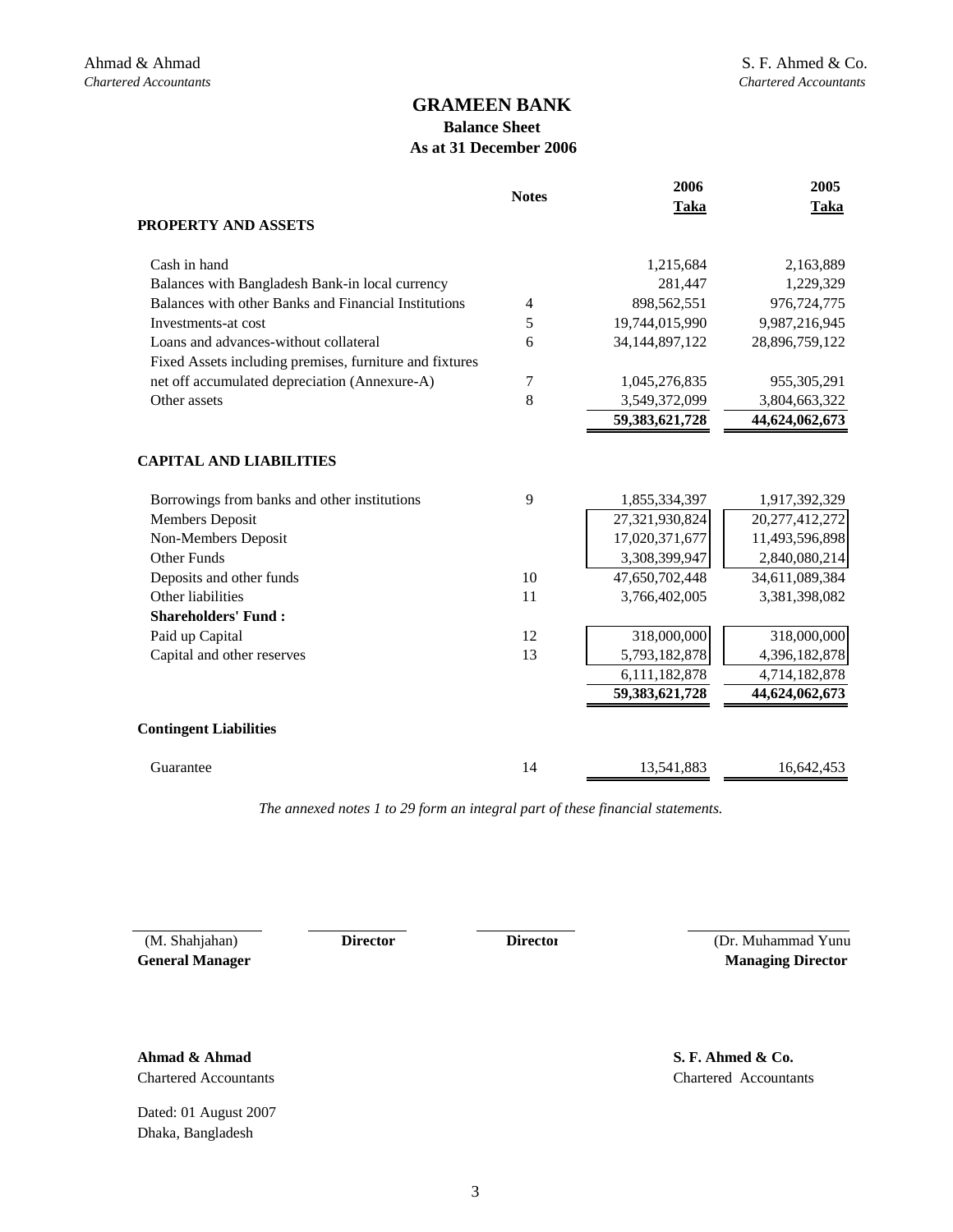Ahmad & Ahmad
*Chartered Accountants*

S. F. Ahmed & Co.
*Chartered Accountants*

# GRAMEEN BANK

## Balance Sheet

### As at 31 December 2006

| | Notes | 2006 Taka | 2005 Taka |
|---|---|---|---|
| **PROPERTY AND ASSETS** | | | |
| Cash in hand | | 1,215,684 | 2,163,889 |
| Balances with Bangladesh Bank-in local currency | | 281,447 | 1,229,329 |
| Balances with other Banks and Financial Institutions | 4 | 898,562,551 | 976,724,775 |
| Investments-at cost | 5 | 19,744,015,990 | 9,987,216,945 |
| Loans and advances-without collateral | 6 | 34,144,897,122 | 28,896,759,122 |
| Fixed Assets including premises, furniture and fixtures net off accumulated depreciation (Annexure-A) | 7 | 1,045,276,835 | 955,305,291 |
| Other assets | 8 | 3,549,372,099 | 3,804,663,322 |
| | | **59,383,621,728** | **44,624,062,673** |
| **CAPITAL AND LIABILITIES** | | | |
| Borrowings from banks and other institutions | 9 | 1,855,334,397 | 1,917,392,329 |
| Members Deposit | | 27,321,930,824 | 20,277,412,272 |
| Non-Members Deposit | | 17,020,371,677 | 11,493,596,898 |
| Other Funds | | 3,308,399,947 | 2,840,080,214 |
| Deposits and other funds | 10 | 47,650,702,448 | 34,611,089,384 |
| Other liabilities | 11 | 3,766,402,005 | 3,381,398,082 |
| **Shareholders' Fund :** | | | |
| Paid up Capital | 12 | 318,000,000 | 318,000,000 |
| Capital and other reserves | 13 | 5,793,182,878 | 4,396,182,878 |
| | | 6,111,182,878 | 4,714,182,878 |
| | | **59,383,621,728** | **44,624,062,673** |
| **Contingent Liabilities** | | | |
| Guarantee | 14 | 13,541,883 | 16,642,453 |

*The annexed notes 1 to 29 form an integral part of these financial statements.*

(M. Shahjahan)
**General Manager**

**Director**

**Director**

(Dr. Muhammad Yunu
**Managing Director**

**Ahmad & Ahmad**
Chartered Accountants

**S. F. Ahmed & Co.**
Chartered Accountants

Dated: 01 August 2007
Dhaka, Bangladesh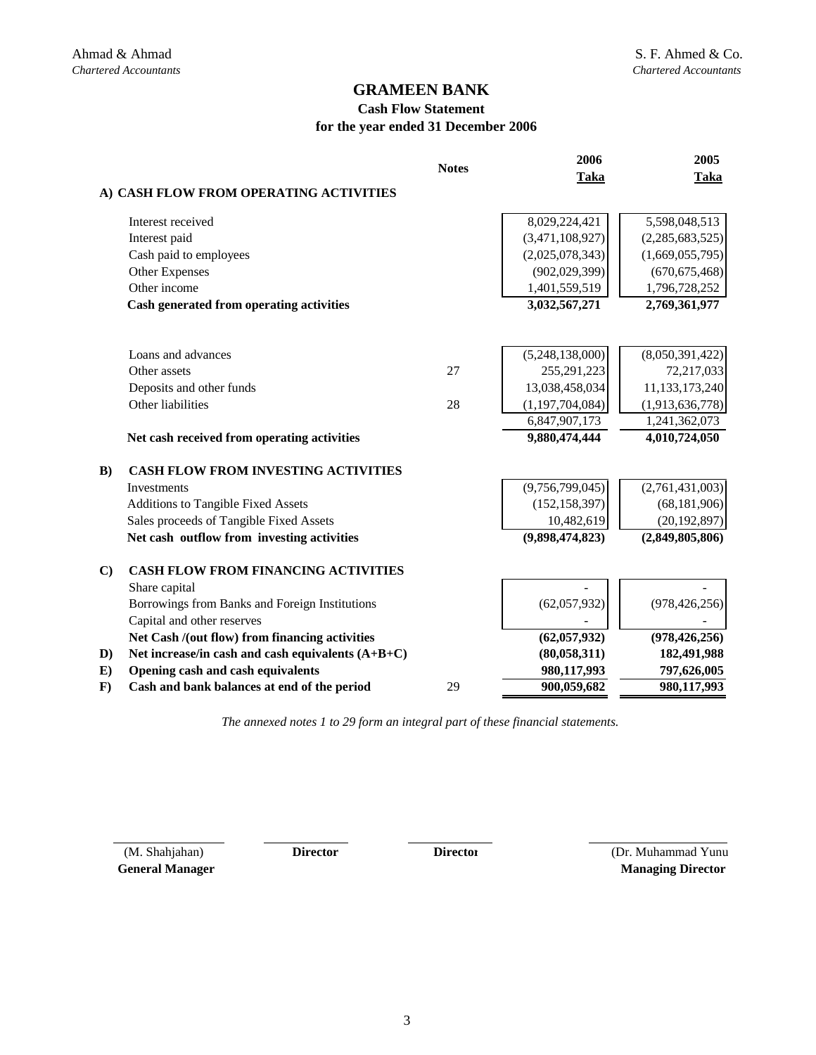Ahmad & Ahmad
*Chartered Accountants*

S. F. Ahmed & Co.
*Chartered Accountants*

# GRAMEEN BANK

## Cash Flow Statement

## for the year ended 31 December 2006

| | | Notes | 2006 Taka | 2005 Taka |
|---|---|---|---|---|
| **A)** | **CASH FLOW FROM OPERATING ACTIVITIES** | | | |
| | Interest received | | 8,029,224,421 | 5,598,048,513 |
| | Interest paid | | (3,471,108,927) | (2,285,683,525) |
| | Cash paid to employees | | (2,025,078,343) | (1,669,055,795) |
| | Other Expenses | | (902,029,399) | (670,675,468) |
| | Other income | | 1,401,559,519 | 1,796,728,252 |
| | **Cash generated from operating activities** | | **3,032,567,271** | **2,769,361,977** |
| | Loans and advances | | (5,248,138,000) | (8,050,391,422) |
| | Other assets | 27 | 255,291,223 | 72,217,033 |
| | Deposits and other funds | | 13,038,458,034 | 11,133,173,240 |
| | Other liabilities | 28 | (1,197,704,084) | (1,913,636,778) |
| | | | 6,847,907,173 | 1,241,362,073 |
| | **Net cash received from operating activities** | | **9,880,474,444** | **4,010,724,050** |
| **B)** | **CASH FLOW FROM INVESTING ACTIVITIES** | | | |
| | Investments | | (9,756,799,045) | (2,761,431,003) |
| | Additions to Tangible Fixed Assets | | (152,158,397) | (68,181,906) |
| | Sales proceeds of Tangible Fixed Assets | | 10,482,619 | (20,192,897) |
| | **Net cash outflow from investing activities** | | **(9,898,474,823)** | **(2,849,805,806)** |
| **C)** | **CASH FLOW FROM FINANCING ACTIVITIES** | | | |
| | Share capital | | - | - |
| | Borrowings from Banks and Foreign Institutions | | (62,057,932) | (978,426,256) |
| | Capital and other reserves | | - | - |
| | **Net Cash /(out flow) from financing activities** | | **(62,057,932)** | **(978,426,256)** |
| **D)** | **Net increase/in cash and cash equivalents (A+B+C)** | | **(80,058,311)** | **182,491,988** |
| **E)** | **Opening cash and cash equivalents** | | **980,117,993** | **797,626,005** |
| **F)** | **Cash and bank balances at end of the period** | 29 | **900,059,682** | **980,117,993** |

*The annexed notes 1 to 29 form an integral part of these financial statements.*

(M. Shahjahan)
**General Manager**

**Director**

**Director**

(Dr. Muhammad Yunu
**Managing Director**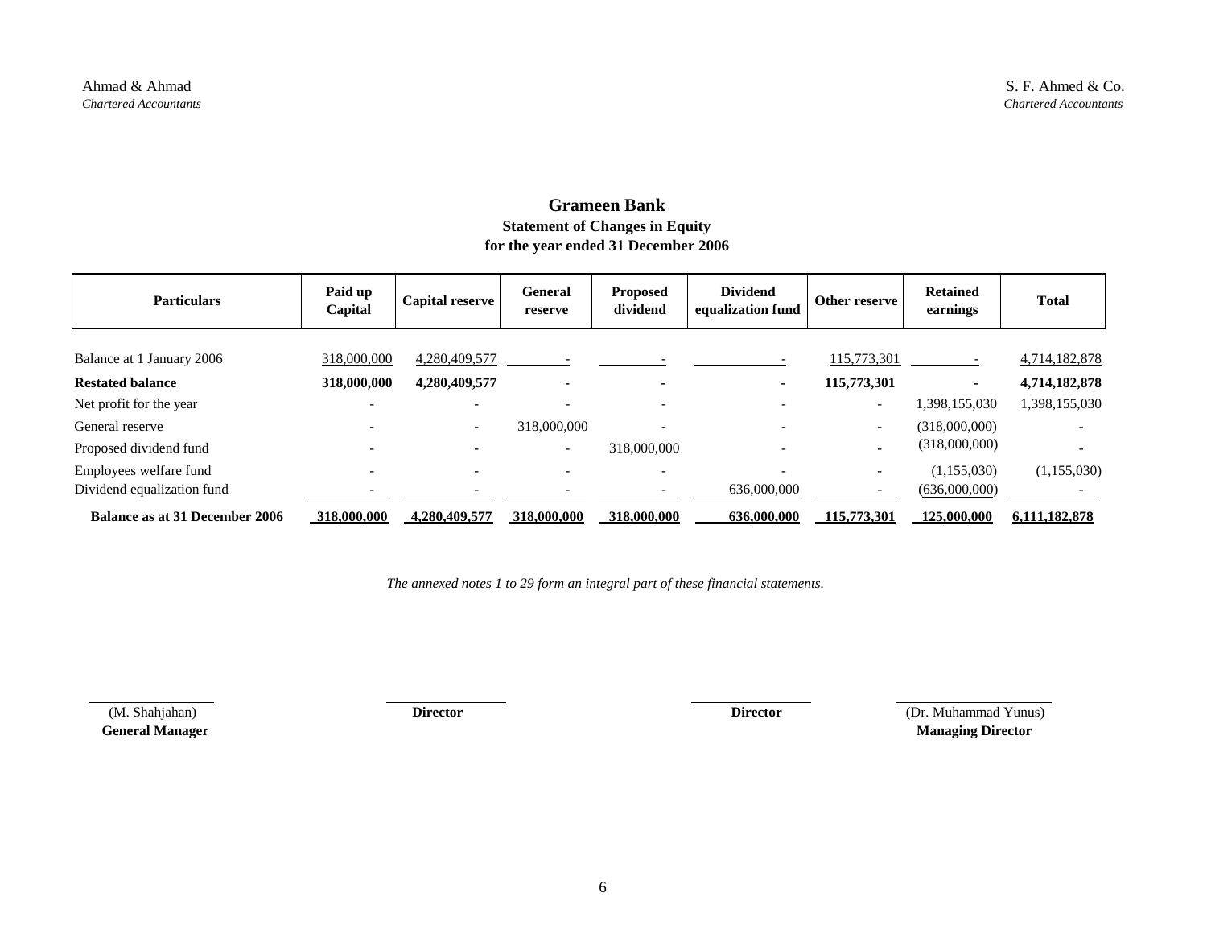Ahmad & Ahmad
*Chartered Accountants*

S. F. Ahmed & Co.
*Chartered Accountants*

# Grameen Bank

## Statement of Changes in Equity
## for the year ended 31 December 2006

| Particulars | Paid up Capital | Capital reserve | General reserve | Proposed dividend | Dividend equalization fund | Other reserve | Retained earnings | Total |
|---|---|---|---|---|---|---|---|---|
| Balance at 1 January 2006 | 318,000,000 | 4,280,409,577 | - | - | - | 115,773,301 | - | 4,714,182,878 |
| **Restated balance** | **318,000,000** | **4,280,409,577** | **-** | **-** | **-** | **115,773,301** | **-** | **4,714,182,878** |
| Net profit for the year | - | - | - | - | - | - | 1,398,155,030 | 1,398,155,030 |
| General reserve | - | - | 318,000,000 | - | - | - | (318,000,000) | - |
| Proposed dividend fund | - | - | - | 318,000,000 | - | - | (318,000,000) | - |
| Employees welfare fund | - | - | - | - | - | - | (1,155,030) | (1,155,030) |
| Dividend equalization fund | - | - | - | - | 636,000,000 | - | (636,000,000) | - |
| **Balance as at 31 December 2006** | **318,000,000** | **4,280,409,577** | **318,000,000** | **318,000,000** | **636,000,000** | **115,773,301** | **125,000,000** | **6,111,182,878** |

*The annexed notes 1 to 29 form an integral part of these financial statements.*

(M. Shahjahan)
**General Manager**

**Director**

**Director**

(Dr. Muhammad Yunus)
**Managing Director**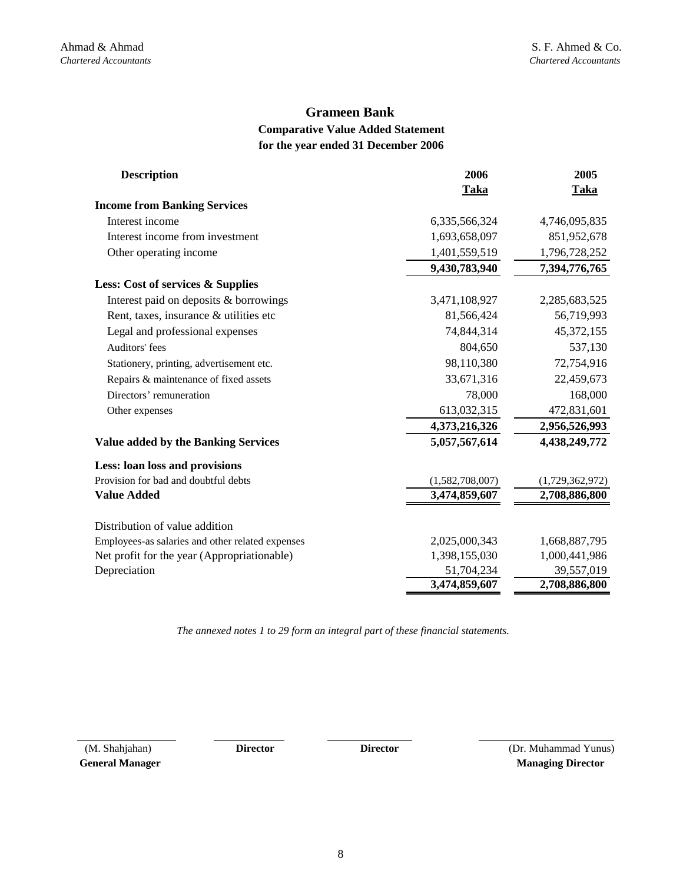Ahmad & Ahmad
*Chartered Accountants*

S. F. Ahmed & Co.
*Chartered Accountants*

# Grameen Bank

## Comparative Value Added Statement
## for the year ended 31 December 2006

| Description | 2006 Taka | 2005 Taka |
|---|---|---|
| **Income from Banking Services** | | |
| Interest income | 6,335,566,324 | 4,746,095,835 |
| Interest income from investment | 1,693,658,097 | 851,952,678 |
| Other operating income | 1,401,559,519 | 1,796,728,252 |
| | **9,430,783,940** | **7,394,776,765** |
| **Less: Cost of services & Supplies** | | |
| Interest paid on deposits & borrowings | 3,471,108,927 | 2,285,683,525 |
| Rent, taxes, insurance & utilities etc | 81,566,424 | 56,719,993 |
| Legal and professional expenses | 74,844,314 | 45,372,155 |
| Auditors' fees | 804,650 | 537,130 |
| Stationery, printing, advertisement etc. | 98,110,380 | 72,754,916 |
| Repairs & maintenance of fixed assets | 33,671,316 | 22,459,673 |
| Directors' remuneration | 78,000 | 168,000 |
| Other expenses | 613,032,315 | 472,831,601 |
| | **4,373,216,326** | **2,956,526,993** |
| **Value added by the Banking Services** | **5,057,567,614** | **4,438,249,772** |
| **Less: loan loss and provisions** | | |
| Provision for bad and doubtful debts | (1,582,708,007) | (1,729,362,972) |
| **Value Added** | **3,474,859,607** | **2,708,886,800** |
| | | |
| Distribution of value addition | | |
| Employees-as salaries and other related expenses | 2,025,000,343 | 1,668,887,795 |
| Net profit for the year (Appropriationable) | 1,398,155,030 | 1,000,441,986 |
| Depreciation | 51,704,234 | 39,557,019 |
| | **3,474,859,607** | **2,708,886,800** |

*The annexed notes 1 to 29 form an integral part of these financial statements.*

(M. Shahjahan)
**General Manager**

**Director**

**Director**

(Dr. Muhammad Yunus)
**Managing Director**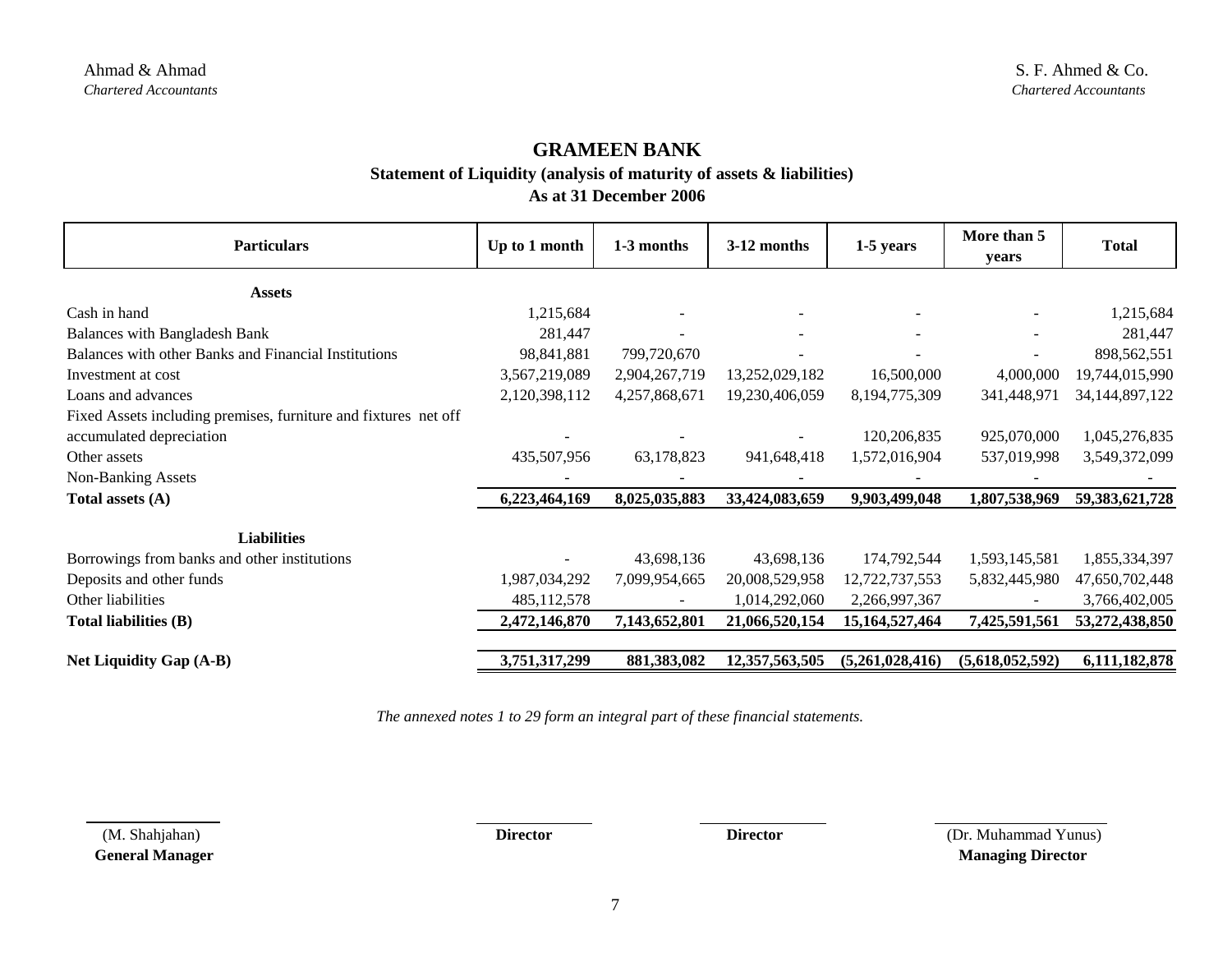Ahmad & Ahmad
*Chartered Accountants*

S. F. Ahmed & Co.
*Chartered Accountants*

# GRAMEEN BANK

## Statement of Liquidity (analysis of maturity of assets & liabilities)

### As at 31 December 2006

| Particulars | Up to 1 month | 1-3 months | 3-12 months | 1-5 years | More than 5 years | Total |
|---|---|---|---|---|---|---|
| **Assets** | | | | | | |
| Cash in hand | 1,215,684 | - | - | - | - | 1,215,684 |
| Balances with Bangladesh Bank | 281,447 | - | - | - | - | 281,447 |
| Balances with other Banks and Financial Institutions | 98,841,881 | 799,720,670 | - | - | - | 898,562,551 |
| Investment at cost | 3,567,219,089 | 2,904,267,719 | 13,252,029,182 | 16,500,000 | 4,000,000 | 19,744,015,990 |
| Loans and advances | 2,120,398,112 | 4,257,868,671 | 19,230,406,059 | 8,194,775,309 | 341,448,971 | 34,144,897,122 |
| Fixed Assets including premises, furniture and fixtures net off accumulated depreciation | - | - | - | 120,206,835 | 925,070,000 | 1,045,276,835 |
| Other assets | 435,507,956 | 63,178,823 | 941,648,418 | 1,572,016,904 | 537,019,998 | 3,549,372,099 |
| Non-Banking Assets | - | - | - | - | - | - |
| **Total assets (A)** | **6,223,464,169** | **8,025,035,883** | **33,424,083,659** | **9,903,499,048** | **1,807,538,969** | **59,383,621,728** |
| **Liabilities** | | | | | | |
| Borrowings from banks and other institutions | - | 43,698,136 | 43,698,136 | 174,792,544 | 1,593,145,581 | 1,855,334,397 |
| Deposits and other funds | 1,987,034,292 | 7,099,954,665 | 20,008,529,958 | 12,722,737,553 | 5,832,445,980 | 47,650,702,448 |
| Other liabilities | 485,112,578 | - | 1,014,292,060 | 2,266,997,367 | - | 3,766,402,005 |
| **Total liabilities (B)** | **2,472,146,870** | **7,143,652,801** | **21,066,520,154** | **15,164,527,464** | **7,425,591,561** | **53,272,438,850** |
| **Net Liquidity Gap (A-B)** | **3,751,317,299** | **881,383,082** | **12,357,563,505** | **(5,261,028,416)** | **(5,618,052,592)** | **6,111,182,878** |

*The annexed notes 1 to 29 form an integral part of these financial statements.*

(M. Shahjahan)
**General Manager**

**Director**

**Director**

(Dr. Muhammad Yunus)
**Managing Director**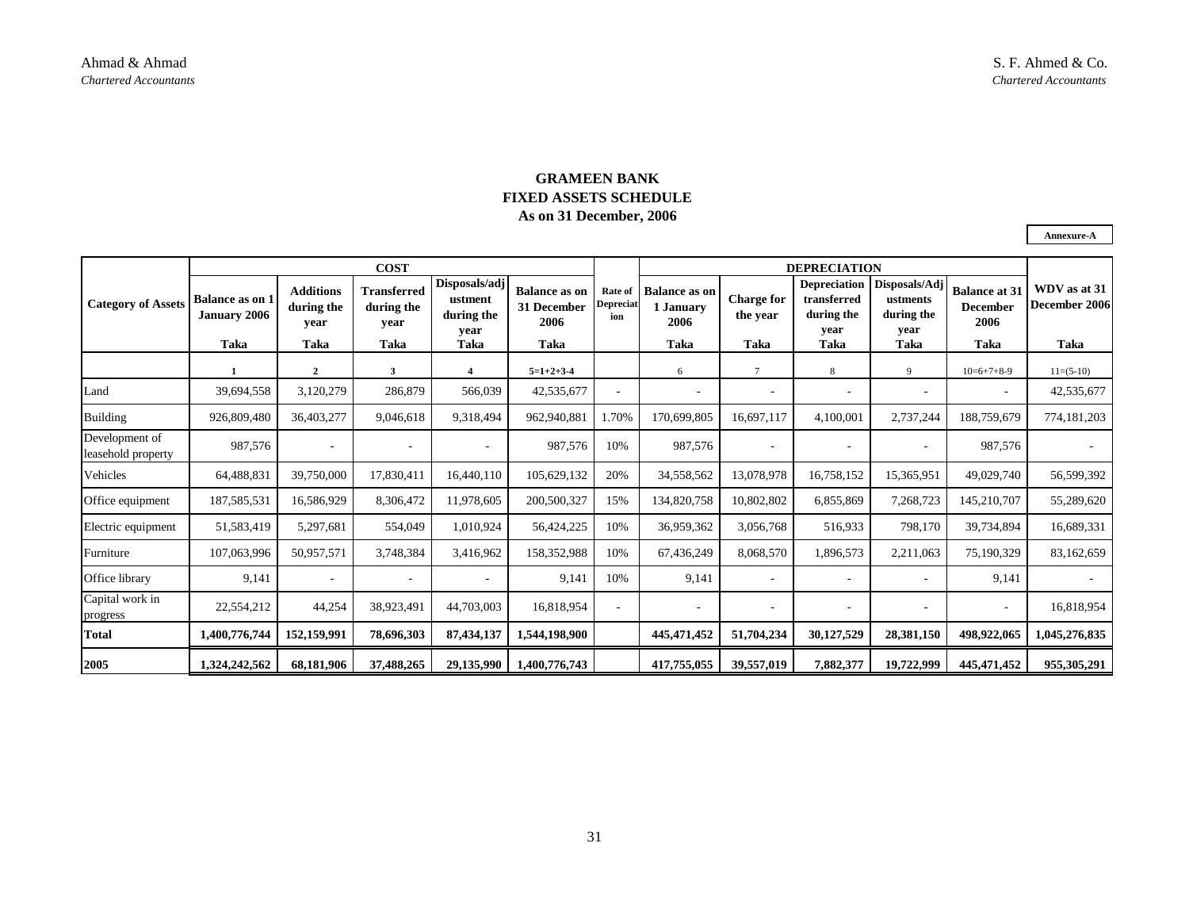Ahmad & Ahmad
*Chartered Accountants*

S. F. Ahmed & Co.
*Chartered Accountants*

# GRAMEEN BANK
## FIXED ASSETS SCHEDULE
### As on 31 December, 2006

**Annexure-A**

| Category of Assets | COST | | | | | Rate of Depreciation | DEPRECIATION | | | | | WDV as at 31 December 2006 |
|---|---|---|---|---|---|---|---|---|---|---|---|---|
| | Balance as on 1 January 2006 | Additions during the year | Transferred during the year | Disposals/adjustment during the year | Balance as on 31 December 2006 | | Balance as on 1 January 2006 | Charge for the year | Depreciation transferred during the year | Disposals/Adjustments during the year | Balance at 31 December 2006 | |
| | Taka | Taka | Taka | Taka | Taka | | Taka | Taka | Taka | Taka | Taka | Taka |
| | 1 | 2 | 3 | 4 | 5=1+2+3-4 | | 6 | 7 | 8 | 9 | 10=6+7+8-9 | 11=(5-10) |
| Land | 39,694,558 | 3,120,279 | 286,879 | 566,039 | 42,535,677 | - | - | - | - | - | - | 42,535,677 |
| Building | 926,809,480 | 36,403,277 | 9,046,618 | 9,318,494 | 962,940,881 | 1.70% | 170,699,805 | 16,697,117 | 4,100,001 | 2,737,244 | 188,759,679 | 774,181,203 |
| Development of leasehold property | 987,576 | - | - | - | 987,576 | 10% | 987,576 | - | - | - | 987,576 | - |
| Vehicles | 64,488,831 | 39,750,000 | 17,830,411 | 16,440,110 | 105,629,132 | 20% | 34,558,562 | 13,078,978 | 16,758,152 | 15,365,951 | 49,029,740 | 56,599,392 |
| Office equipment | 187,585,531 | 16,586,929 | 8,306,472 | 11,978,605 | 200,500,327 | 15% | 134,820,758 | 10,802,802 | 6,855,869 | 7,268,723 | 145,210,707 | 55,289,620 |
| Electric equipment | 51,583,419 | 5,297,681 | 554,049 | 1,010,924 | 56,424,225 | 10% | 36,959,362 | 3,056,768 | 516,933 | 798,170 | 39,734,894 | 16,689,331 |
| Furniture | 107,063,996 | 50,957,571 | 3,748,384 | 3,416,962 | 158,352,988 | 10% | 67,436,249 | 8,068,570 | 1,896,573 | 2,211,063 | 75,190,329 | 83,162,659 |
| Office library | 9,141 | - | - | - | 9,141 | 10% | 9,141 | - | - | - | 9,141 | - |
| Capital work in progress | 22,554,212 | 44,254 | 38,923,491 | 44,703,003 | 16,818,954 | - | - | - | - | - | - | 16,818,954 |
| **Total** | **1,400,776,744** | **152,159,991** | **78,696,303** | **87,434,137** | **1,544,198,900** | | **445,471,452** | **51,704,234** | **30,127,529** | **28,381,150** | **498,922,065** | **1,045,276,835** |
| **2005** | **1,324,242,562** | **68,181,906** | **37,488,265** | **29,135,990** | **1,400,776,743** | | **417,755,055** | **39,557,019** | **7,882,377** | **19,722,999** | **445,471,452** | **955,305,291** |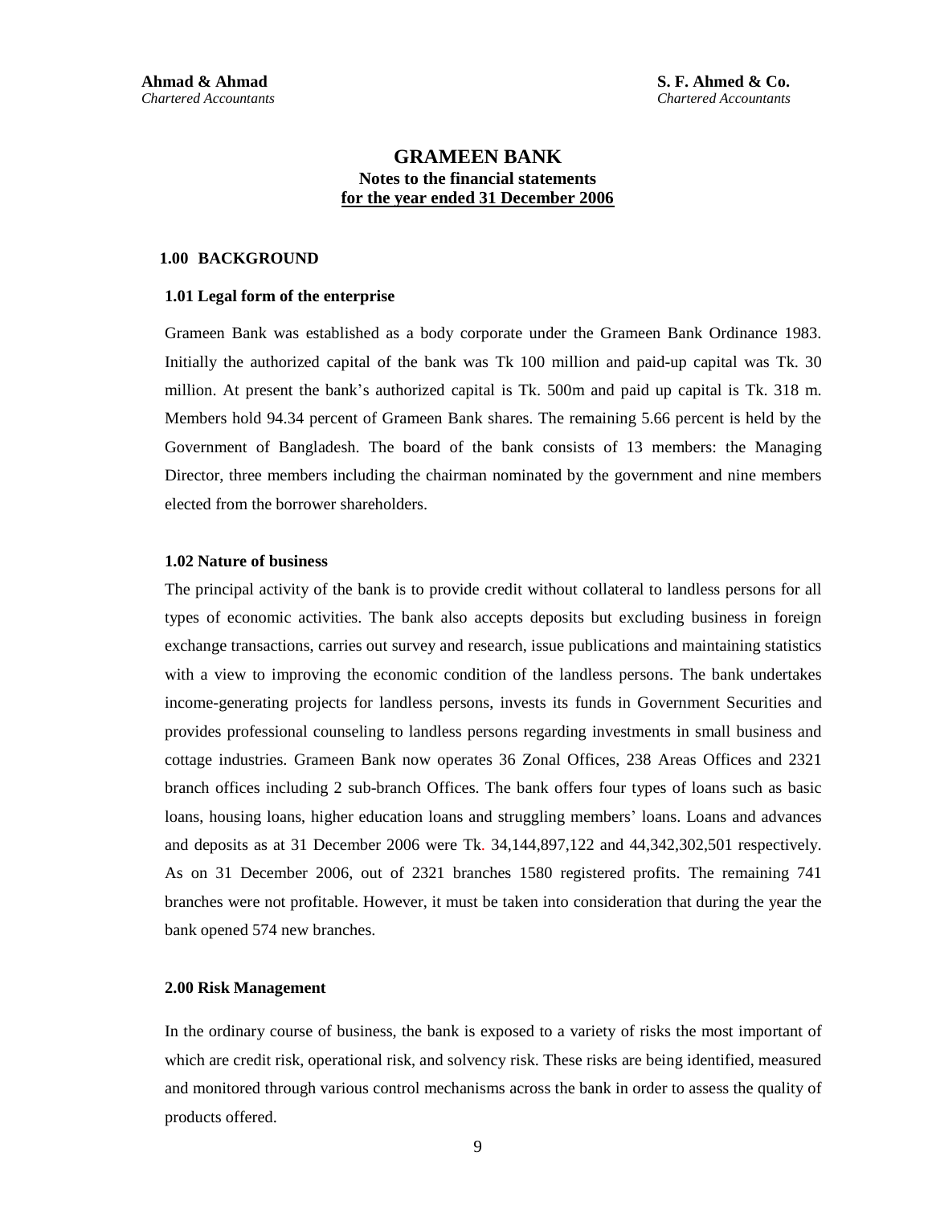**Ahmad & Ahmad**
*Chartered Accountants*

**S. F. Ahmed & Co.**
*Chartered Accountants*

# GRAMEEN BANK

**Notes to the financial statements**
**for the year ended 31 December 2006**

## 1.00 BACKGROUND

### 1.01 Legal form of the enterprise

Grameen Bank was established as a body corporate under the Grameen Bank Ordinance 1983. Initially the authorized capital of the bank was Tk 100 million and paid-up capital was Tk. 30 million. At present the bank's authorized capital is Tk. 500m and paid up capital is Tk. 318 m. Members hold 94.34 percent of Grameen Bank shares. The remaining 5.66 percent is held by the Government of Bangladesh. The board of the bank consists of 13 members: the Managing Director, three members including the chairman nominated by the government and nine members elected from the borrower shareholders.

### 1.02 Nature of business

The principal activity of the bank is to provide credit without collateral to landless persons for all types of economic activities. The bank also accepts deposits but excluding business in foreign exchange transactions, carries out survey and research, issue publications and maintaining statistics with a view to improving the economic condition of the landless persons. The bank undertakes income-generating projects for landless persons, invests its funds in Government Securities and provides professional counseling to landless persons regarding investments in small business and cottage industries. Grameen Bank now operates 36 Zonal Offices, 238 Areas Offices and 2321 branch offices including 2 sub-branch Offices. The bank offers four types of loans such as basic loans, housing loans, higher education loans and struggling members' loans. Loans and advances and deposits as at 31 December 2006 were Tk. 34,144,897,122 and 44,342,302,501 respectively. As on 31 December 2006, out of 2321 branches 1580 registered profits. The remaining 741 branches were not profitable. However, it must be taken into consideration that during the year the bank opened 574 new branches.

## 2.00 Risk Management

In the ordinary course of business, the bank is exposed to a variety of risks the most important of which are credit risk, operational risk, and solvency risk. These risks are being identified, measured and monitored through various control mechanisms across the bank in order to assess the quality of products offered.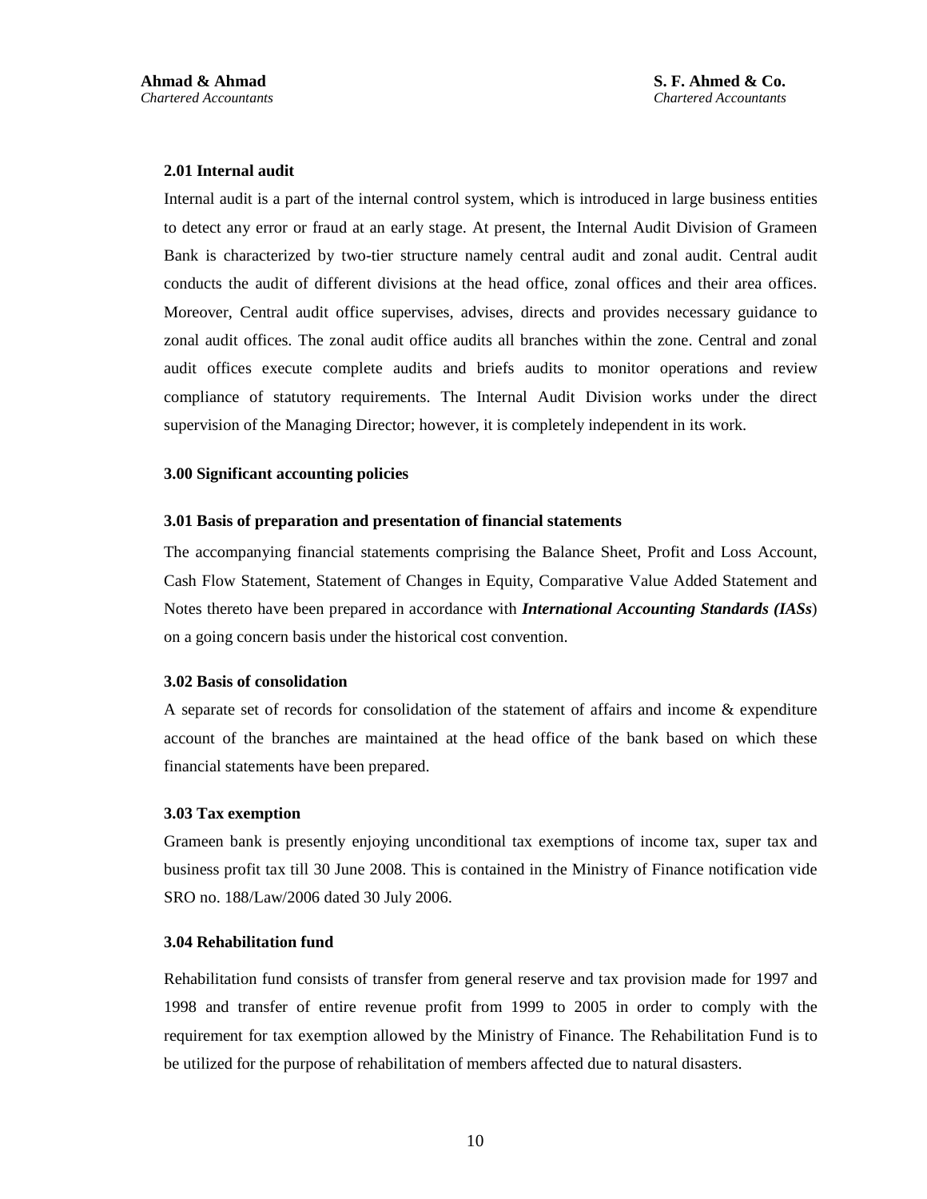### 2.01 Internal audit

Internal audit is a part of the internal control system, which is introduced in large business entities to detect any error or fraud at an early stage. At present, the Internal Audit Division of Grameen Bank is characterized by two-tier structure namely central audit and zonal audit. Central audit conducts the audit of different divisions at the head office, zonal offices and their area offices. Moreover, Central audit office supervises, advises, directs and provides necessary guidance to zonal audit offices. The zonal audit office audits all branches within the zone. Central and zonal audit offices execute complete audits and briefs audits to monitor operations and review compliance of statutory requirements. The Internal Audit Division works under the direct supervision of the Managing Director; however, it is completely independent in its work.

## 3.00 Significant accounting policies

### 3.01 Basis of preparation and presentation of financial statements

The accompanying financial statements comprising the Balance Sheet, Profit and Loss Account, Cash Flow Statement, Statement of Changes in Equity, Comparative Value Added Statement and Notes thereto have been prepared in accordance with ***International Accounting Standards (IASs***) on a going concern basis under the historical cost convention.

### 3.02 Basis of consolidation

A separate set of records for consolidation of the statement of affairs and income & expenditure account of the branches are maintained at the head office of the bank based on which these financial statements have been prepared.

### 3.03 Tax exemption

Grameen bank is presently enjoying unconditional tax exemptions of income tax, super tax and business profit tax till 30 June 2008. This is contained in the Ministry of Finance notification vide SRO no. 188/Law/2006 dated 30 July 2006.

### 3.04 Rehabilitation fund

Rehabilitation fund consists of transfer from general reserve and tax provision made for 1997 and 1998 and transfer of entire revenue profit from 1999 to 2005 in order to comply with the requirement for tax exemption allowed by the Ministry of Finance. The Rehabilitation Fund is to be utilized for the purpose of rehabilitation of members affected due to natural disasters.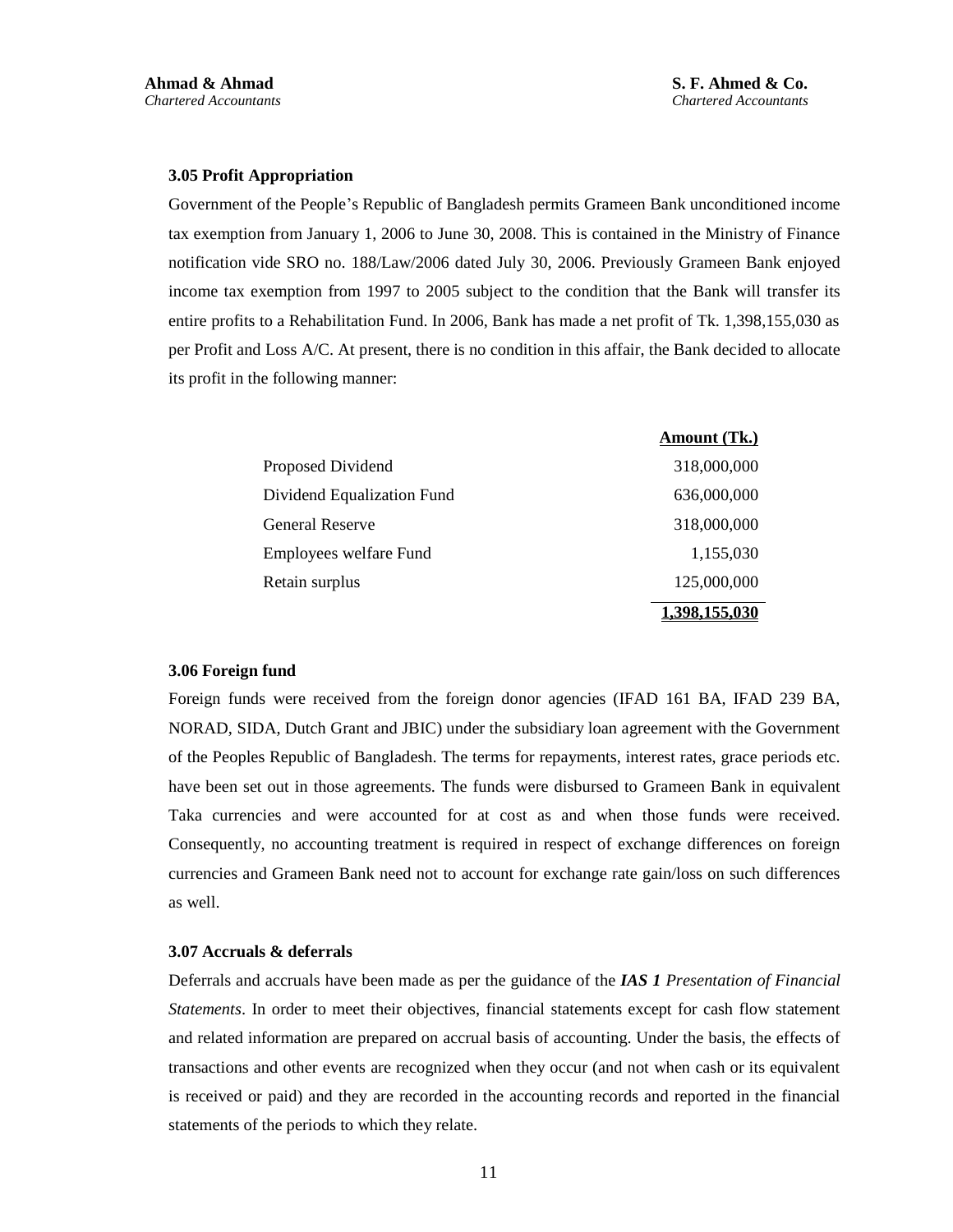### 3.05 Profit Appropriation

Government of the People's Republic of Bangladesh permits Grameen Bank unconditioned income tax exemption from January 1, 2006 to June 30, 2008. This is contained in the Ministry of Finance notification vide SRO no. 188/Law/2006 dated July 30, 2006. Previously Grameen Bank enjoyed income tax exemption from 1997 to 2005 subject to the condition that the Bank will transfer its entire profits to a Rehabilitation Fund. In 2006, Bank has made a net profit of Tk. 1,398,155,030 as per Profit and Loss A/C. At present, there is no condition in this affair, the Bank decided to allocate its profit in the following manner:

| | Amount (Tk.) |
|---|---|
| Proposed Dividend | 318,000,000 |
| Dividend Equalization Fund | 636,000,000 |
| General Reserve | 318,000,000 |
| Employees welfare Fund | 1,155,030 |
| Retain surplus | 125,000,000 |
| | **1,398,155,030** |

### 3.06 Foreign fund

Foreign funds were received from the foreign donor agencies (IFAD 161 BA, IFAD 239 BA, NORAD, SIDA, Dutch Grant and JBIC) under the subsidiary loan agreement with the Government of the Peoples Republic of Bangladesh. The terms for repayments, interest rates, grace periods etc. have been set out in those agreements. The funds were disbursed to Grameen Bank in equivalent Taka currencies and were accounted for at cost as and when those funds were received. Consequently, no accounting treatment is required in respect of exchange differences on foreign currencies and Grameen Bank need not to account for exchange rate gain/loss on such differences as well.

### 3.07 Accruals & deferrals

Deferrals and accruals have been made as per the guidance of the ***IAS 1*** *Presentation of Financial Statements*. In order to meet their objectives, financial statements except for cash flow statement and related information are prepared on accrual basis of accounting. Under the basis, the effects of transactions and other events are recognized when they occur (and not when cash or its equivalent is received or paid) and they are recorded in the accounting records and reported in the financial statements of the periods to which they relate.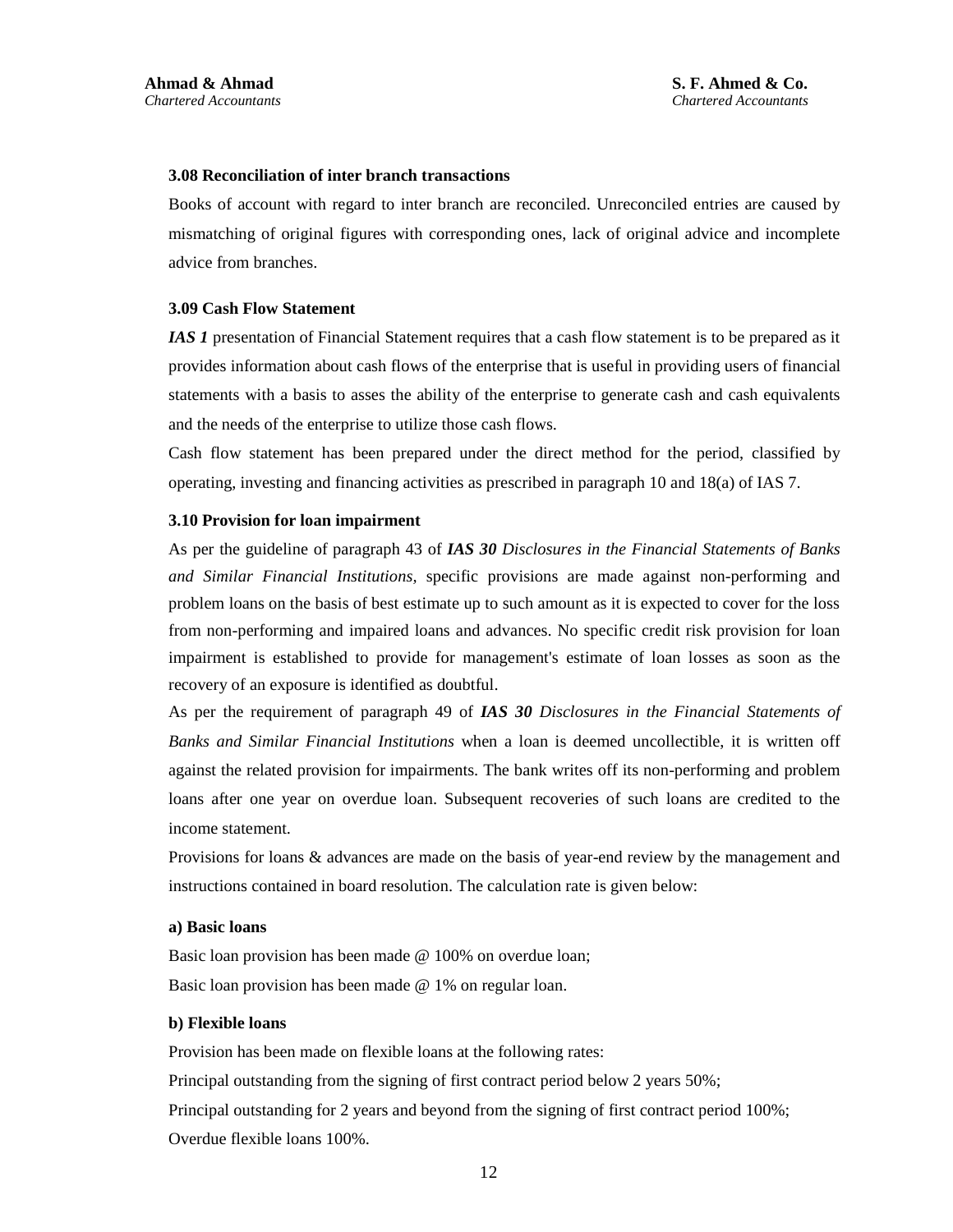### 3.08 Reconciliation of inter branch transactions

Books of account with regard to inter branch are reconciled. Unreconciled entries are caused by mismatching of original figures with corresponding ones, lack of original advice and incomplete advice from branches.

### 3.09 Cash Flow Statement

***IAS 1*** presentation of Financial Statement requires that a cash flow statement is to be prepared as it provides information about cash flows of the enterprise that is useful in providing users of financial statements with a basis to asses the ability of the enterprise to generate cash and cash equivalents and the needs of the enterprise to utilize those cash flows.

Cash flow statement has been prepared under the direct method for the period, classified by operating, investing and financing activities as prescribed in paragraph 10 and 18(a) of IAS 7.

### 3.10 Provision for loan impairment

As per the guideline of paragraph 43 of ***IAS 30*** *Disclosures in the Financial Statements of Banks and Similar Financial Institutions*, specific provisions are made against non-performing and problem loans on the basis of best estimate up to such amount as it is expected to cover for the loss from non-performing and impaired loans and advances. No specific credit risk provision for loan impairment is established to provide for management's estimate of loan losses as soon as the recovery of an exposure is identified as doubtful.

As per the requirement of paragraph 49 of ***IAS 30*** *Disclosures in the Financial Statements of Banks and Similar Financial Institutions* when a loan is deemed uncollectible, it is written off against the related provision for impairments. The bank writes off its non-performing and problem loans after one year on overdue loan. Subsequent recoveries of such loans are credited to the income statement.

Provisions for loans & advances are made on the basis of year-end review by the management and instructions contained in board resolution. The calculation rate is given below:

#### a) Basic loans

Basic loan provision has been made @ 100% on overdue loan;

Basic loan provision has been made @ 1% on regular loan.

#### b) Flexible loans

Provision has been made on flexible loans at the following rates:

Principal outstanding from the signing of first contract period below 2 years 50%;

Principal outstanding for 2 years and beyond from the signing of first contract period 100%;

Overdue flexible loans 100%.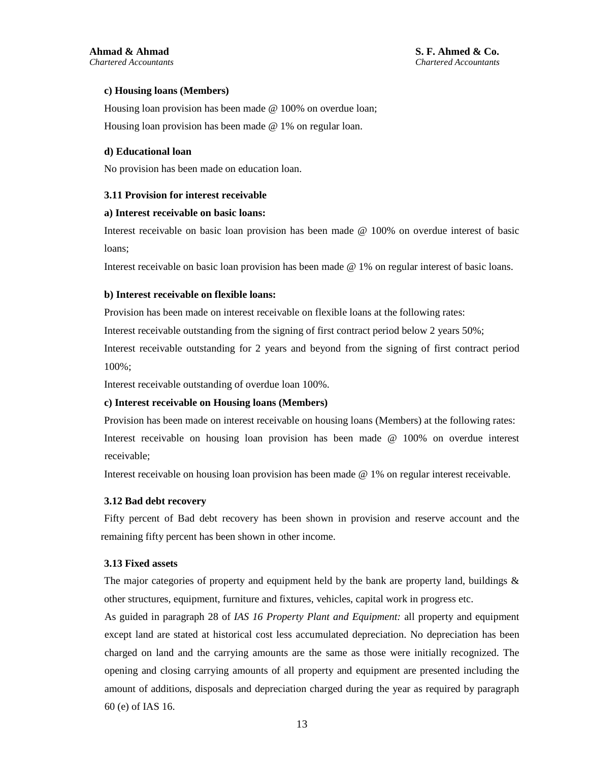**c) Housing loans (Members)**

Housing loan provision has been made @ 100% on overdue loan;

Housing loan provision has been made @ 1% on regular loan.

**d) Educational loan**

No provision has been made on education loan.

**3.11 Provision for interest receivable**

**a) Interest receivable on basic loans:**

Interest receivable on basic loan provision has been made @ 100% on overdue interest of basic loans;

Interest receivable on basic loan provision has been made @ 1% on regular interest of basic loans.

**b) Interest receivable on flexible loans:**

Provision has been made on interest receivable on flexible loans at the following rates:

Interest receivable outstanding from the signing of first contract period below 2 years 50%;

Interest receivable outstanding for 2 years and beyond from the signing of first contract period 100%;

Interest receivable outstanding of overdue loan 100%.

**c) Interest receivable on Housing loans (Members)**

Provision has been made on interest receivable on housing loans (Members) at the following rates:

Interest receivable on housing loan provision has been made @ 100% on overdue interest receivable;

Interest receivable on housing loan provision has been made @ 1% on regular interest receivable.

**3.12 Bad debt recovery**

Fifty percent of Bad debt recovery has been shown in provision and reserve account and the remaining fifty percent has been shown in other income.

**3.13 Fixed assets**

The major categories of property and equipment held by the bank are property land, buildings & other structures, equipment, furniture and fixtures, vehicles, capital work in progress etc.

As guided in paragraph 28 of *IAS 16 Property Plant and Equipment:* all property and equipment except land are stated at historical cost less accumulated depreciation. No depreciation has been charged on land and the carrying amounts are the same as those were initially recognized. The opening and closing carrying amounts of all property and equipment are presented including the amount of additions, disposals and depreciation charged during the year as required by paragraph 60 (e) of IAS 16.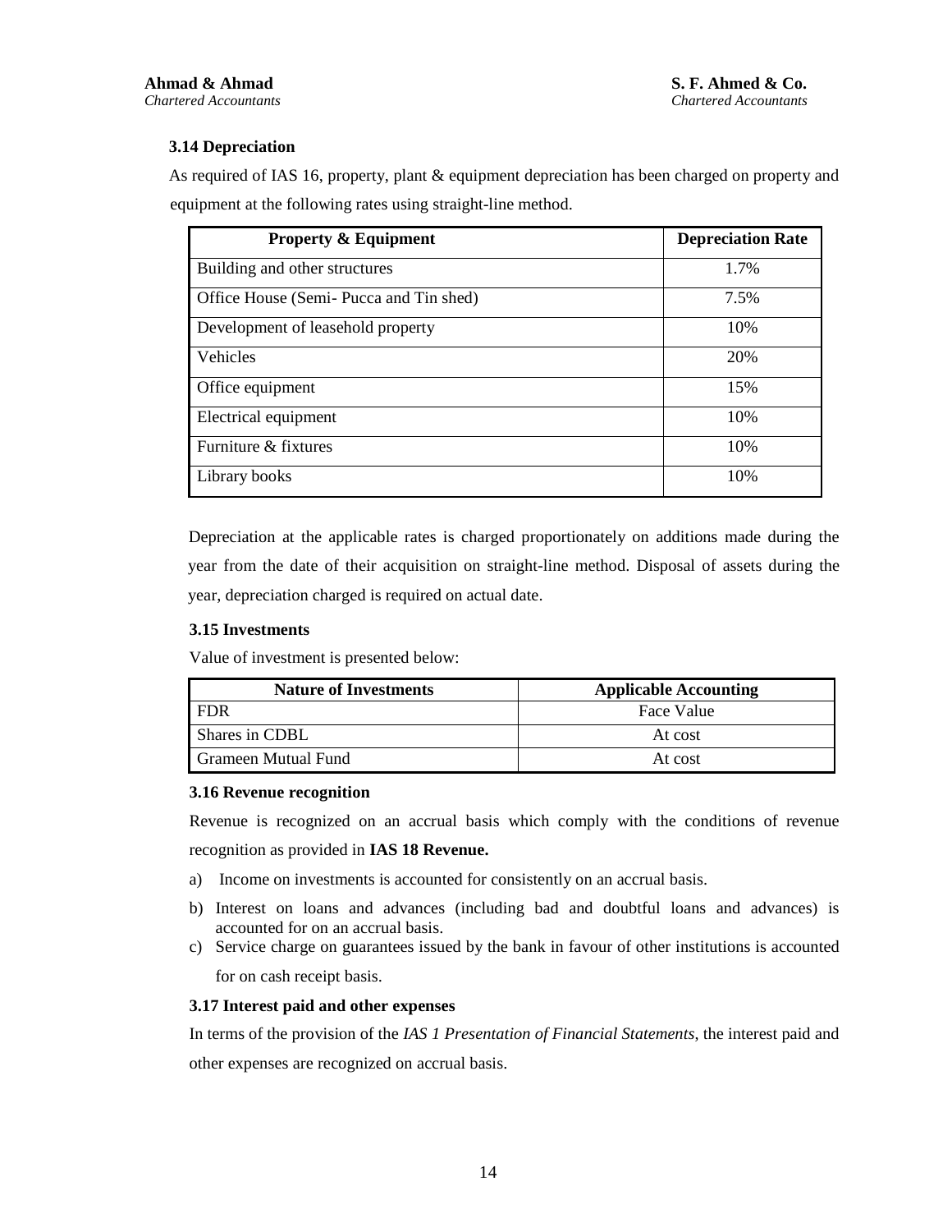### 3.14 Depreciation

As required of IAS 16, property, plant & equipment depreciation has been charged on property and equipment at the following rates using straight-line method.

| Property & Equipment | Depreciation Rate |
|---|---|
| Building and other structures | 1.7% |
| Office House (Semi- Pucca and Tin shed) | 7.5% |
| Development of leasehold property | 10% |
| Vehicles | 20% |
| Office equipment | 15% |
| Electrical equipment | 10% |
| Furniture & fixtures | 10% |
| Library books | 10% |

Depreciation at the applicable rates is charged proportionately on additions made during the year from the date of their acquisition on straight-line method. Disposal of assets during the year, depreciation charged is required on actual date.

### 3.15 Investments

Value of investment is presented below:

| Nature of Investments | Applicable Accounting |
|---|---|
| FDR | Face Value |
| Shares in CDBL | At cost |
| Grameen Mutual Fund | At cost |

### 3.16 Revenue recognition

Revenue is recognized on an accrual basis which comply with the conditions of revenue recognition as provided in **IAS 18 Revenue.**

a) Income on investments is accounted for consistently on an accrual basis.

b) Interest on loans and advances (including bad and doubtful loans and advances) is accounted for on an accrual basis.

c) Service charge on guarantees issued by the bank in favour of other institutions is accounted for on cash receipt basis.

### 3.17 Interest paid and other expenses

In terms of the provision of the *IAS 1 Presentation of Financial Statements*, the interest paid and other expenses are recognized on accrual basis.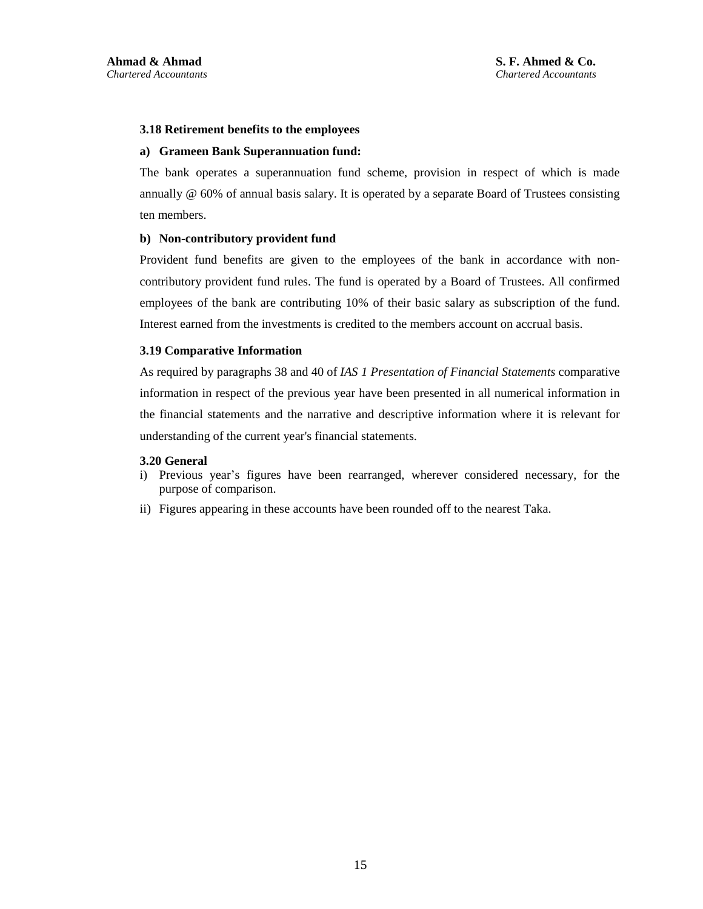### 3.18 Retirement benefits to the employees

**a) Grameen Bank Superannuation fund:**

The bank operates a superannuation fund scheme, provision in respect of which is made annually @ 60% of annual basis salary. It is operated by a separate Board of Trustees consisting ten members.

**b) Non-contributory provident fund**

Provident fund benefits are given to the employees of the bank in accordance with non-contributory provident fund rules. The fund is operated by a Board of Trustees. All confirmed employees of the bank are contributing 10% of their basic salary as subscription of the fund. Interest earned from the investments is credited to the members account on accrual basis.

### 3.19 Comparative Information

As required by paragraphs 38 and 40 of *IAS 1 Presentation of Financial Statements* comparative information in respect of the previous year have been presented in all numerical information in the financial statements and the narrative and descriptive information where it is relevant for understanding of the current year's financial statements.

### 3.20 General

i) Previous year's figures have been rearranged, wherever considered necessary, for the purpose of comparison.

ii) Figures appearing in these accounts have been rounded off to the nearest Taka.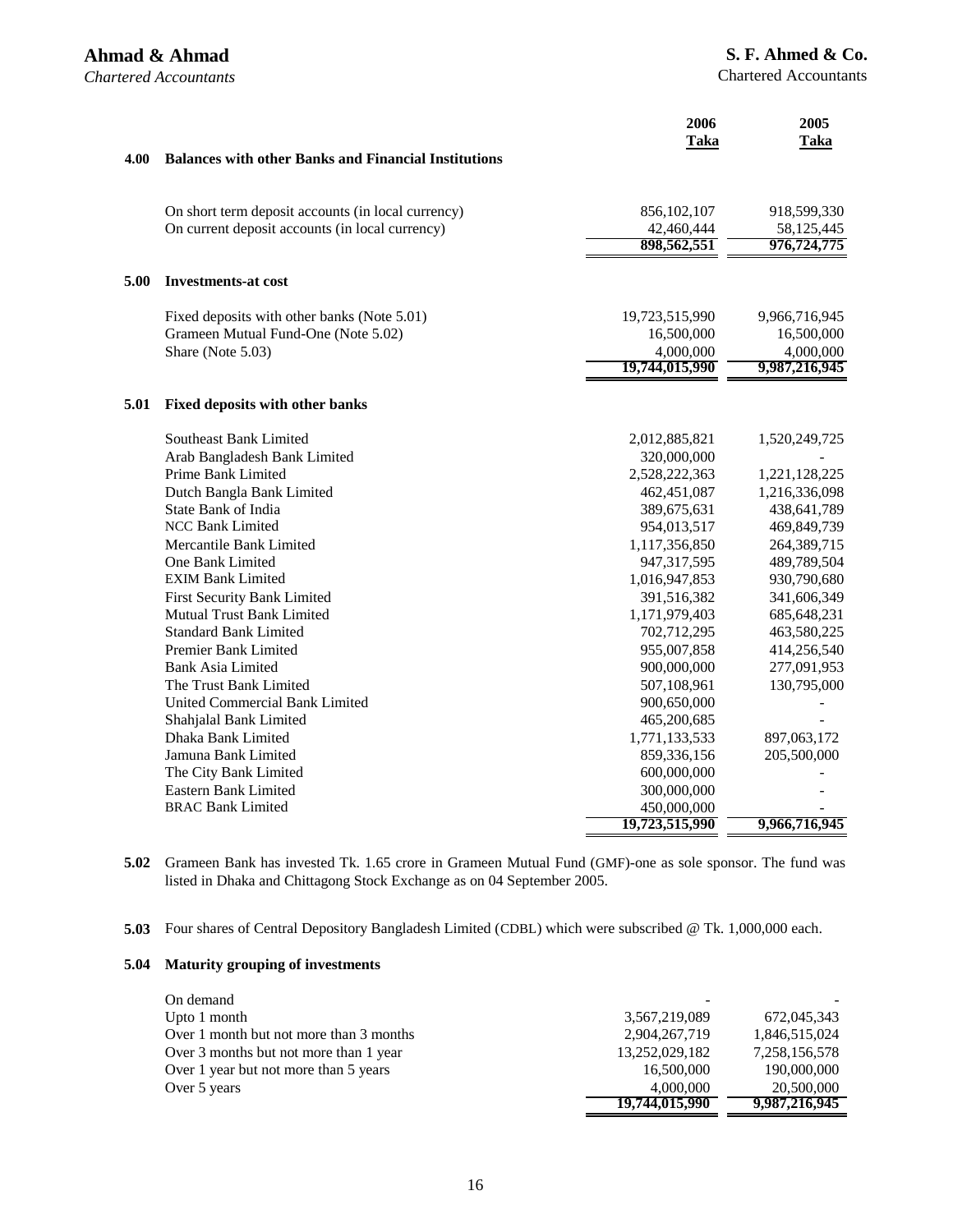Ahmad & Ahmad
*Chartered Accountants*

S. F. Ahmed & Co.
Chartered Accountants

| | | 2006 Taka | 2005 Taka |
|---|---|---|---|
| **4.00** | **Balances with other Banks and Financial Institutions** | | |
| | On short term deposit accounts (in local currency) | 856,102,107 | 918,599,330 |
| | On current deposit accounts (in local currency) | 42,460,444 | 58,125,445 |
| | | **898,562,551** | **976,724,775** |
| **5.00** | **Investments-at cost** | | |
| | Fixed deposits with other banks (Note 5.01) | 19,723,515,990 | 9,966,716,945 |
| | Grameen Mutual Fund-One (Note 5.02) | 16,500,000 | 16,500,000 |
| | Share (Note 5.03) | 4,000,000 | 4,000,000 |
| | | **19,744,015,990** | **9,987,216,945** |
| **5.01** | **Fixed deposits with other banks** | | |
| | Southeast Bank Limited | 2,012,885,821 | 1,520,249,725 |
| | Arab Bangladesh Bank Limited | 320,000,000 | - |
| | Prime Bank Limited | 2,528,222,363 | 1,221,128,225 |
| | Dutch Bangla Bank Limited | 462,451,087 | 1,216,336,098 |
| | State Bank of India | 389,675,631 | 438,641,789 |
| | NCC Bank Limited | 954,013,517 | 469,849,739 |
| | Mercantile Bank Limited | 1,117,356,850 | 264,389,715 |
| | One Bank Limited | 947,317,595 | 489,789,504 |
| | EXIM Bank Limited | 1,016,947,853 | 930,790,680 |
| | First Security Bank Limited | 391,516,382 | 341,606,349 |
| | Mutual Trust Bank Limited | 1,171,979,403 | 685,648,231 |
| | Standard Bank Limited | 702,712,295 | 463,580,225 |
| | Premier Bank Limited | 955,007,858 | 414,256,540 |
| | Bank Asia Limited | 900,000,000 | 277,091,953 |
| | The Trust Bank Limited | 507,108,961 | 130,795,000 |
| | United Commercial Bank Limited | 900,650,000 | - |
| | Shahjalal Bank Limited | 465,200,685 | - |
| | Dhaka Bank Limited | 1,771,133,533 | 897,063,172 |
| | Jamuna Bank Limited | 859,336,156 | 205,500,000 |
| | The City Bank Limited | 600,000,000 | - |
| | Eastern Bank Limited | 300,000,000 | - |
| | BRAC Bank Limited | 450,000,000 | - |
| | | **19,723,515,990** | **9,966,716,945** |

**5.02** Grameen Bank has invested Tk. 1.65 crore in Grameen Mutual Fund (GMF)-one as sole sponsor. The fund was listed in Dhaka and Chittagong Stock Exchange as on 04 September 2005.

**5.03** Four shares of Central Depository Bangladesh Limited (CDBL) which were subscribed @ Tk. 1,000,000 each.

**5.04 Maturity grouping of investments**

| | 2006 Taka | 2005 Taka |
|---|---|---|
| On demand | - | - |
| Upto 1 month | 3,567,219,089 | 672,045,343 |
| Over 1 month but not more than 3 months | 2,904,267,719 | 1,846,515,024 |
| Over 3 months but not more than 1 year | 13,252,029,182 | 7,258,156,578 |
| Over 1 year but not more than 5 years | 16,500,000 | 190,000,000 |
| Over 5 years | 4,000,000 | 20,500,000 |
| | **19,744,015,990** | **9,987,216,945** |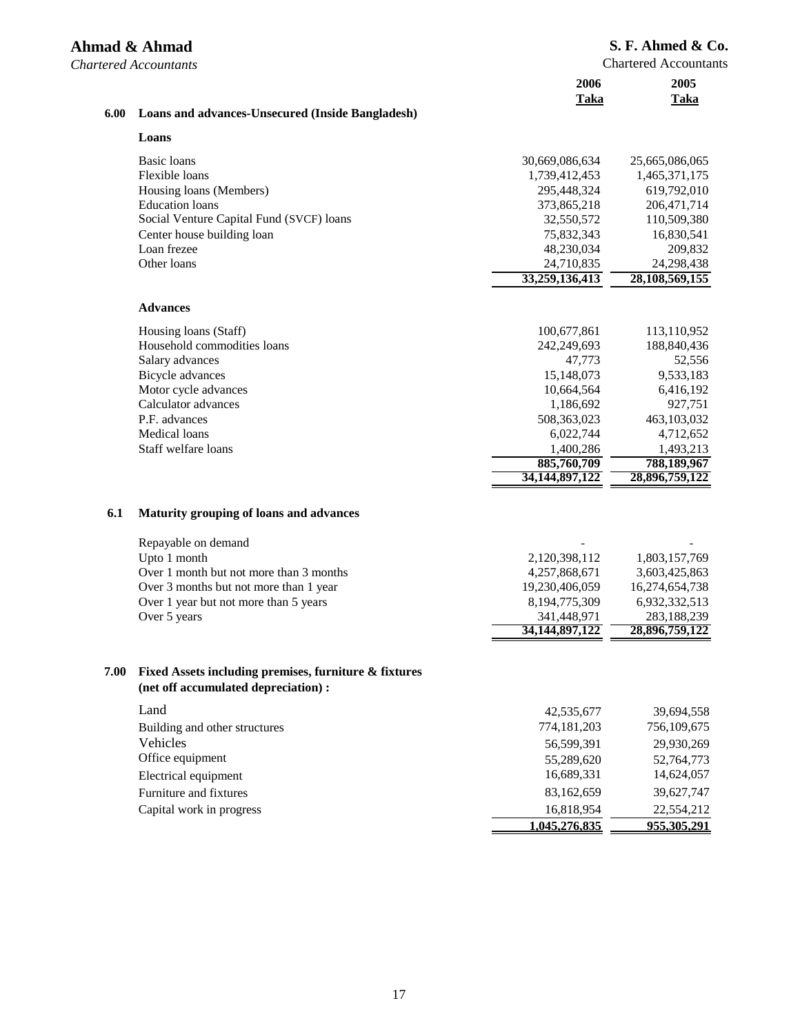Ahmad & Ahmad
*Chartered Accountants*

S. F. Ahmed & Co.
Chartered Accountants

| | | 2006 Taka | 2005 Taka |
|---|---|---|---|
| **6.00** | **Loans and advances-Unsecured (Inside Bangladesh)** | | |
| | **Loans** | | |
| | Basic loans | 30,669,086,634 | 25,665,086,065 |
| | Flexible loans | 1,739,412,453 | 1,465,371,175 |
| | Housing loans (Members) | 295,448,324 | 619,792,010 |
| | Education loans | 373,865,218 | 206,471,714 |
| | Social Venture Capital Fund (SVCF) loans | 32,550,572 | 110,509,380 |
| | Center house building loan | 75,832,343 | 16,830,541 |
| | Loan frezee | 48,230,034 | 209,832 |
| | Other loans | 24,710,835 | 24,298,438 |
| | | **33,259,136,413** | **28,108,569,155** |
| | **Advances** | | |
| | Housing loans (Staff) | 100,677,861 | 113,110,952 |
| | Household commodities loans | 242,249,693 | 188,840,436 |
| | Salary advances | 47,773 | 52,556 |
| | Bicycle advances | 15,148,073 | 9,533,183 |
| | Motor cycle advances | 10,664,564 | 6,416,192 |
| | Calculator advances | 1,186,692 | 927,751 |
| | P.F. advances | 508,363,023 | 463,103,032 |
| | Medical loans | 6,022,744 | 4,712,652 |
| | Staff welfare loans | 1,400,286 | 1,493,213 |
| | | **885,760,709** | **788,189,967** |
| | | **34,144,897,122** | **28,896,759,122** |

**6.1 Maturity grouping of loans and advances**

| | 2006 Taka | 2005 Taka |
|---|---|---|
| Repayable on demand | - | - |
| Upto 1 month | 2,120,398,112 | 1,803,157,769 |
| Over 1 month but not more than 3 months | 4,257,868,671 | 3,603,425,863 |
| Over 3 months but not more than 1 year | 19,230,406,059 | 16,274,654,738 |
| Over 1 year but not more than 5 years | 8,194,775,309 | 6,932,332,513 |
| Over 5 years | 341,448,971 | 283,188,239 |
| | **34,144,897,122** | **28,896,759,122** |

**7.00 Fixed Assets including premises, furniture & fixtures (net off accumulated depreciation) :**

| | 2006 Taka | 2005 Taka |
|---|---|---|
| Land | 42,535,677 | 39,694,558 |
| Building and other structures | 774,181,203 | 756,109,675 |
| Vehicles | 56,599,391 | 29,930,269 |
| Office equipment | 55,289,620 | 52,764,773 |
| Electrical equipment | 16,689,331 | 14,624,057 |
| Furniture and fixtures | 83,162,659 | 39,627,747 |
| Capital work in progress | 16,818,954 | 22,554,212 |
| | **1,045,276,835** | **955,305,291** |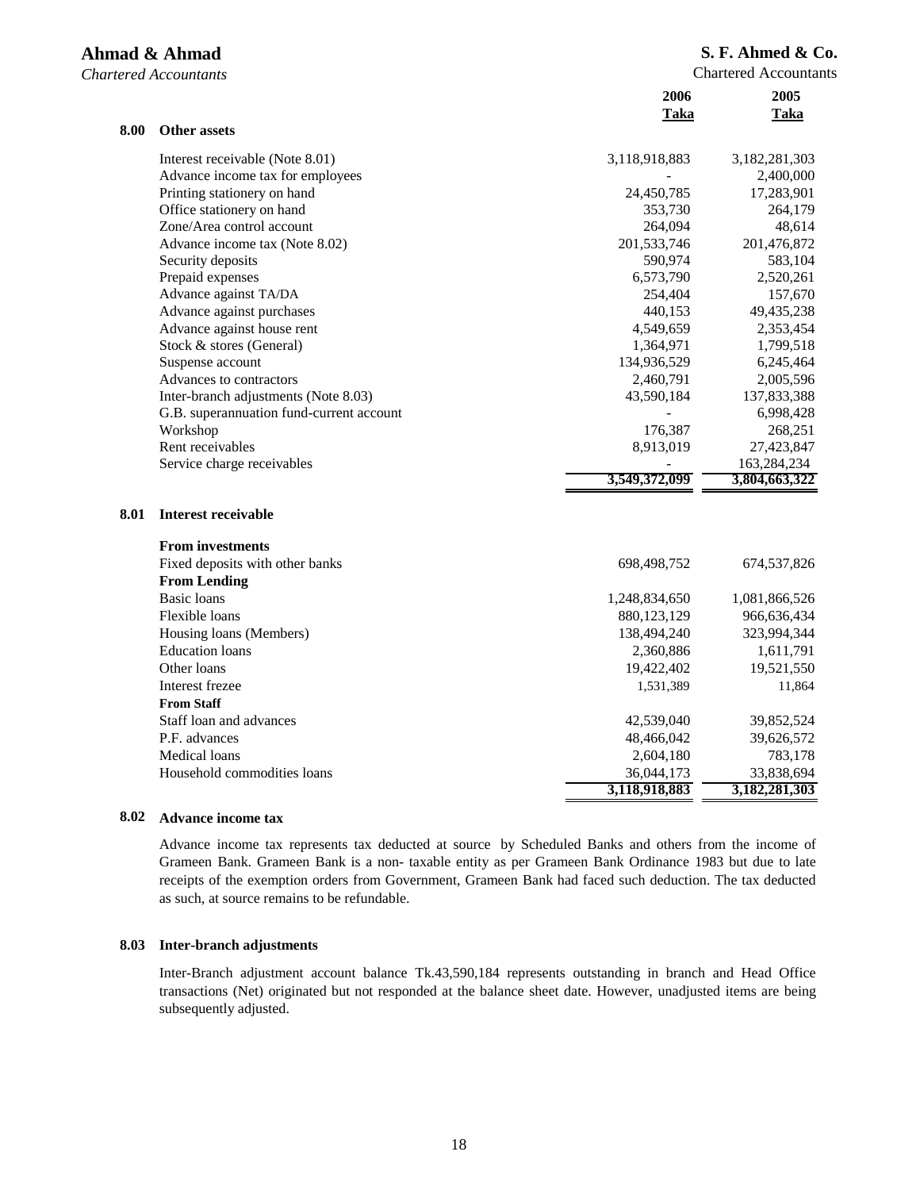| | | 2006 Taka | 2005 Taka |
|---|---|---|---|
| **8.00** | **Other assets** | | |
| | Interest receivable (Note 8.01) | 3,118,918,883 | 3,182,281,303 |
| | Advance income tax for employees | - | 2,400,000 |
| | Printing stationery on hand | 24,450,785 | 17,283,901 |
| | Office stationery on hand | 353,730 | 264,179 |
| | Zone/Area control account | 264,094 | 48,614 |
| | Advance income tax (Note 8.02) | 201,533,746 | 201,476,872 |
| | Security deposits | 590,974 | 583,104 |
| | Prepaid expenses | 6,573,790 | 2,520,261 |
| | Advance against TA/DA | 254,404 | 157,670 |
| | Advance against purchases | 440,153 | 49,435,238 |
| | Advance against house rent | 4,549,659 | 2,353,454 |
| | Stock & stores (General) | 1,364,971 | 1,799,518 |
| | Suspense account | 134,936,529 | 6,245,464 |
| | Advances to contractors | 2,460,791 | 2,005,596 |
| | Inter-branch adjustments (Note 8.03) | 43,590,184 | 137,833,388 |
| | G.B. superannuation fund-current account | - | 6,998,428 |
| | Workshop | 176,387 | 268,251 |
| | Rent receivables | 8,913,019 | 27,423,847 |
| | Service charge receivables | - | 163,284,234 |
| | | **3,549,372,099** | **3,804,663,322** |

| | | 2006 Taka | 2005 Taka |
|---|---|---|---|
| **8.01** | **Interest receivable** | | |
| | **From investments** | | |
| | Fixed deposits with other banks | 698,498,752 | 674,537,826 |
| | **From Lending** | | |
| | Basic loans | 1,248,834,650 | 1,081,866,526 |
| | Flexible loans | 880,123,129 | 966,636,434 |
| | Housing loans (Members) | 138,494,240 | 323,994,344 |
| | Education loans | 2,360,886 | 1,611,791 |
| | Other loans | 19,422,402 | 19,521,550 |
| | Interest frezee | 1,531,389 | 11,864 |
| | **From Staff** | | |
| | Staff loan and advances | 42,539,040 | 39,852,524 |
| | P.F. advances | 48,466,042 | 39,626,572 |
| | Medical loans | 2,604,180 | 783,178 |
| | Household commodities loans | 36,044,173 | 33,838,694 |
| | | **3,118,918,883** | **3,182,281,303** |

**8.02 Advance income tax**

Advance income tax represents tax deducted at source by Scheduled Banks and others from the income of Grameen Bank. Grameen Bank is a non- taxable entity as per Grameen Bank Ordinance 1983 but due to late receipts of the exemption orders from Government, Grameen Bank had faced such deduction. The tax deducted as such, at source remains to be refundable.

**8.03 Inter-branch adjustments**

Inter-Branch adjustment account balance Tk.43,590,184 represents outstanding in branch and Head Office transactions (Net) originated but not responded at the balance sheet date. However, unadjusted items are being subsequently adjusted.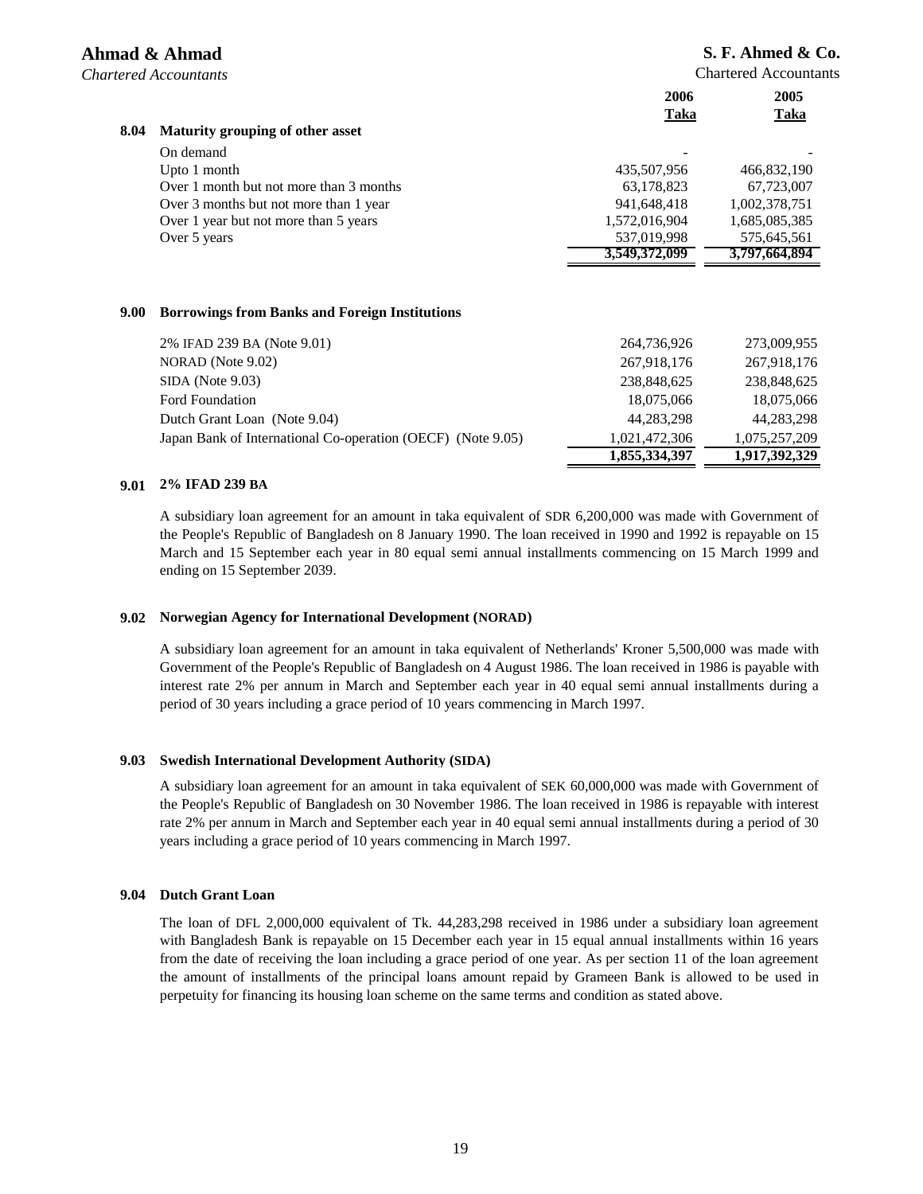| | | 2006<br>Taka | 2005<br>Taka |
|---|---|---|---|
| **8.04** | **Maturity grouping of other asset** | | |
| | On demand | - | - |
| | Upto 1 month | 435,507,956 | 466,832,190 |
| | Over 1 month but not more than 3 months | 63,178,823 | 67,723,007 |
| | Over 3 months but not more than 1 year | 941,648,418 | 1,002,378,751 |
| | Over 1 year but not more than 5 years | 1,572,016,904 | 1,685,085,385 |
| | Over 5 years | 537,019,998 | 575,645,561 |
| | | 3,549,372,099 | 3,797,664,894 |

## 9.00 Borrowings from Banks and Foreign Institutions

| | 2006<br>Taka | 2005<br>Taka |
|---|---|---|
| 2% IFAD 239 BA (Note 9.01) | 264,736,926 | 273,009,955 |
| NORAD (Note 9.02) | 267,918,176 | 267,918,176 |
| SIDA (Note 9.03) | 238,848,625 | 238,848,625 |
| Ford Foundation | 18,075,066 | 18,075,066 |
| Dutch Grant Loan (Note 9.04) | 44,283,298 | 44,283,298 |
| Japan Bank of International Co-operation (OECF) (Note 9.05) | 1,021,472,306 | 1,075,257,209 |
| | **1,855,334,397** | **1,917,392,329** |

### 9.01 2% IFAD 239 BA

A subsidiary loan agreement for an amount in taka equivalent of SDR 6,200,000 was made with Government of the People's Republic of Bangladesh on 8 January 1990. The loan received in 1990 and 1992 is repayable on 15 March and 15 September each year in 80 equal semi annual installments commencing on 15 March 1999 and ending on 15 September 2039.

### 9.02 Norwegian Agency for International Development (NORAD)

A subsidiary loan agreement for an amount in taka equivalent of Netherlands' Kroner 5,500,000 was made with Government of the People's Republic of Bangladesh on 4 August 1986. The loan received in 1986 is payable with interest rate 2% per annum in March and September each year in 40 equal semi annual installments during a period of 30 years including a grace period of 10 years commencing in March 1997.

### 9.03 Swedish International Development Authority (SIDA)

A subsidiary loan agreement for an amount in taka equivalent of SEK 60,000,000 was made with Government of the People's Republic of Bangladesh on 30 November 1986. The loan received in 1986 is repayable with interest rate 2% per annum in March and September each year in 40 equal semi annual installments during a period of 30 years including a grace period of 10 years commencing in March 1997.

### 9.04 Dutch Grant Loan

The loan of DFL 2,000,000 equivalent of Tk. 44,283,298 received in 1986 under a subsidiary loan agreement with Bangladesh Bank is repayable on 15 December each year in 15 equal annual installments within 16 years from the date of receiving the loan including a grace period of one year. As per section 11 of the loan agreement the amount of installments of the principal loans amount repaid by Grameen Bank is allowed to be used in perpetuity for financing its housing loan scheme on the same terms and condition as stated above.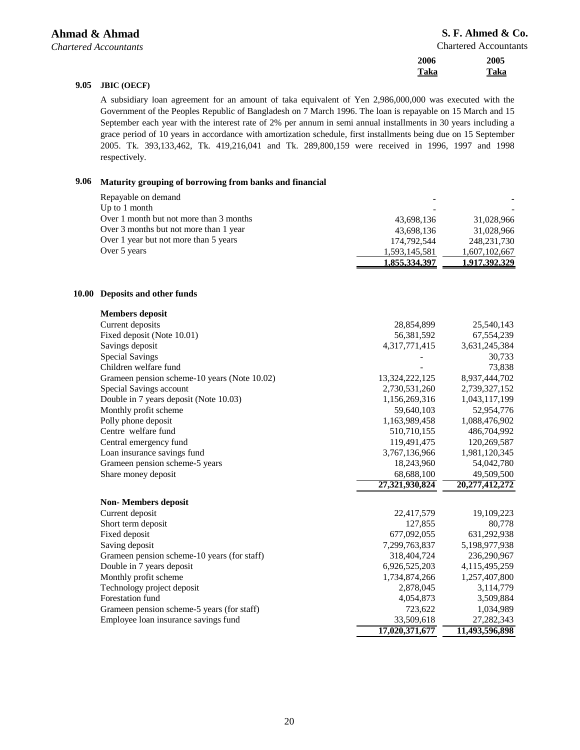| | | 2006 Taka | 2005 Taka |
|---|---|---|---|

**9.05 JBIC (OECF)**

A subsidiary loan agreement for an amount of taka equivalent of Yen 2,986,000,000 was executed with the Government of the Peoples Republic of Bangladesh on 7 March 1996. The loan is repayable on 15 March and 15 September each year with the interest rate of 2% per annum in semi annual installments in 30 years including a grace period of 10 years in accordance with amortization schedule, first installments being due on 15 September 2005. Tk. 393,133,462, Tk. 419,216,041 and Tk. 289,800,159 were received in 1996, 1997 and 1998 respectively.

**9.06 Maturity grouping of borrowing from banks and financial**

| | 2006 Taka | 2005 Taka |
|---|---|---|
| Repayable on demand | - | - |
| Up to 1 month | - | - |
| Over 1 month but not more than 3 months | 43,698,136 | 31,028,966 |
| Over 3 months but not more than 1 year | 43,698,136 | 31,028,966 |
| Over 1 year but not more than 5 years | 174,792,544 | 248,231,730 |
| Over 5 years | 1,593,145,581 | 1,607,102,667 |
| | **1,855,334,397** | **1,917,392,329** |

**10.00 Deposits and other funds**

| | 2006 Taka | 2005 Taka |
|---|---|---|
| **Members deposit** | | |
| Current deposits | 28,854,899 | 25,540,143 |
| Fixed deposit (Note 10.01) | 56,381,592 | 67,554,239 |
| Savings deposit | 4,317,771,415 | 3,631,245,384 |
| Special Savings | - | 30,733 |
| Children welfare fund | - | 73,838 |
| Grameen pension scheme-10 years (Note 10.02) | 13,324,222,125 | 8,937,444,702 |
| Special Savings account | 2,730,531,260 | 2,739,327,152 |
| Double in 7 years deposit (Note 10.03) | 1,156,269,316 | 1,043,117,199 |
| Monthly profit scheme | 59,640,103 | 52,954,776 |
| Polly phone deposit | 1,163,989,458 | 1,088,476,902 |
| Centre welfare fund | 510,710,155 | 486,704,992 |
| Central emergency fund | 119,491,475 | 120,269,587 |
| Loan insurance savings fund | 3,767,136,966 | 1,981,120,345 |
| Grameen pension scheme-5 years | 18,243,960 | 54,042,780 |
| Share money deposit | 68,688,100 | 49,509,500 |
| | **27,321,930,824** | **20,277,412,272** |
| **Non- Members deposit** | | |
| Current deposit | 22,417,579 | 19,109,223 |
| Short term deposit | 127,855 | 80,778 |
| Fixed deposit | 677,092,055 | 631,292,938 |
| Saving deposit | 7,299,763,837 | 5,198,977,938 |
| Grameen pension scheme-10 years (for staff) | 318,404,724 | 236,290,967 |
| Double in 7 years deposit | 6,926,525,203 | 4,115,495,259 |
| Monthly profit scheme | 1,734,874,266 | 1,257,407,800 |
| Technology project deposit | 2,878,045 | 3,114,779 |
| Forestation fund | 4,054,873 | 3,509,884 |
| Grameen pension scheme-5 years (for staff) | 723,622 | 1,034,989 |
| Employee loan insurance savings fund | 33,509,618 | 27,282,343 |
| | **17,020,371,677** | **11,493,596,898** |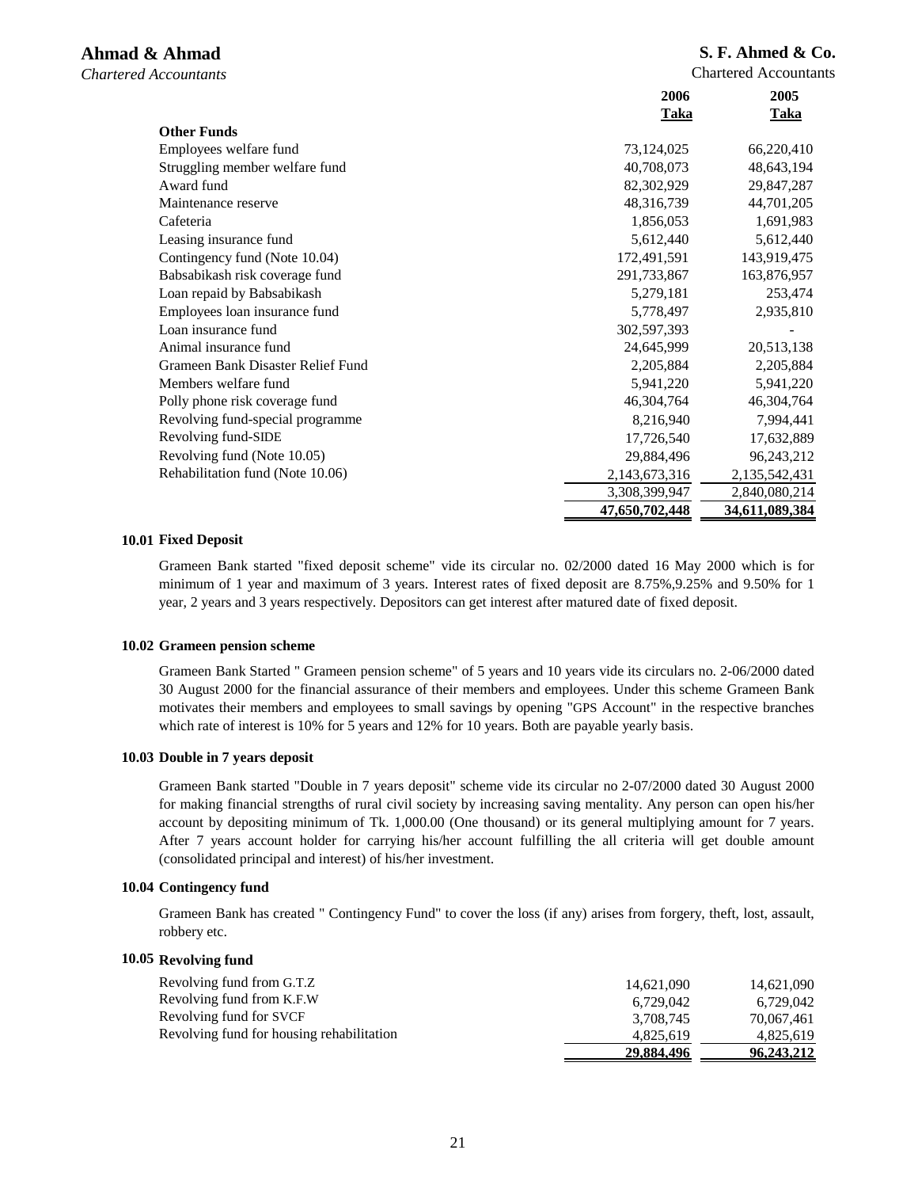| | 2006 Taka | 2005 Taka |
|---|---|---|
| **Other Funds** | | |
| Employees welfare fund | 73,124,025 | 66,220,410 |
| Struggling member welfare fund | 40,708,073 | 48,643,194 |
| Award fund | 82,302,929 | 29,847,287 |
| Maintenance reserve | 48,316,739 | 44,701,205 |
| Cafeteria | 1,856,053 | 1,691,983 |
| Leasing insurance fund | 5,612,440 | 5,612,440 |
| Contingency fund (Note 10.04) | 172,491,591 | 143,919,475 |
| Babsabikash risk coverage fund | 291,733,867 | 163,876,957 |
| Loan repaid by Babsabikash | 5,279,181 | 253,474 |
| Employees loan insurance fund | 5,778,497 | 2,935,810 |
| Loan insurance fund | 302,597,393 | - |
| Animal insurance fund | 24,645,999 | 20,513,138 |
| Grameen Bank Disaster Relief Fund | 2,205,884 | 2,205,884 |
| Members welfare fund | 5,941,220 | 5,941,220 |
| Polly phone risk coverage fund | 46,304,764 | 46,304,764 |
| Revolving fund-special programme | 8,216,940 | 7,994,441 |
| Revolving fund-SIDE | 17,726,540 | 17,632,889 |
| Revolving fund (Note 10.05) | 29,884,496 | 96,243,212 |
| Rehabilitation fund (Note 10.06) | 2,143,673,316 | 2,135,542,431 |
| | 3,308,399,947 | 2,840,080,214 |
| | **47,650,702,448** | **34,611,089,384** |

### 10.01 Fixed Deposit

Grameen Bank started "fixed deposit scheme" vide its circular no. 02/2000 dated 16 May 2000 which is for minimum of 1 year and maximum of 3 years. Interest rates of fixed deposit are 8.75%,9.25% and 9.50% for 1 year, 2 years and 3 years respectively. Depositors can get interest after matured date of fixed deposit.

### 10.02 Grameen pension scheme

Grameen Bank Started " Grameen pension scheme" of 5 years and 10 years vide its circulars no. 2-06/2000 dated 30 August 2000 for the financial assurance of their members and employees. Under this scheme Grameen Bank motivates their members and employees to small savings by opening "GPS Account" in the respective branches which rate of interest is 10% for 5 years and 12% for 10 years. Both are payable yearly basis.

### 10.03 Double in 7 years deposit

Grameen Bank started "Double in 7 years deposit" scheme vide its circular no 2-07/2000 dated 30 August 2000 for making financial strengths of rural civil society by increasing saving mentality. Any person can open his/her account by depositing minimum of Tk. 1,000.00 (One thousand) or its general multiplying amount for 7 years. After 7 years account holder for carrying his/her account fulfilling the all criteria will get double amount (consolidated principal and interest) of his/her investment.

### 10.04 Contingency fund

Grameen Bank has created " Contingency Fund" to cover the loss (if any) arises from forgery, theft, lost, assault, robbery etc.

### 10.05 Revolving fund

| | 2006 Taka | 2005 Taka |
|---|---|---|
| Revolving fund from G.T.Z | 14,621,090 | 14,621,090 |
| Revolving fund from K.F.W | 6,729,042 | 6,729,042 |
| Revolving fund for SVCF | 3,708,745 | 70,067,461 |
| Revolving fund for housing rehabilitation | 4,825,619 | 4,825,619 |
| | **29,884,496** | **96,243,212** |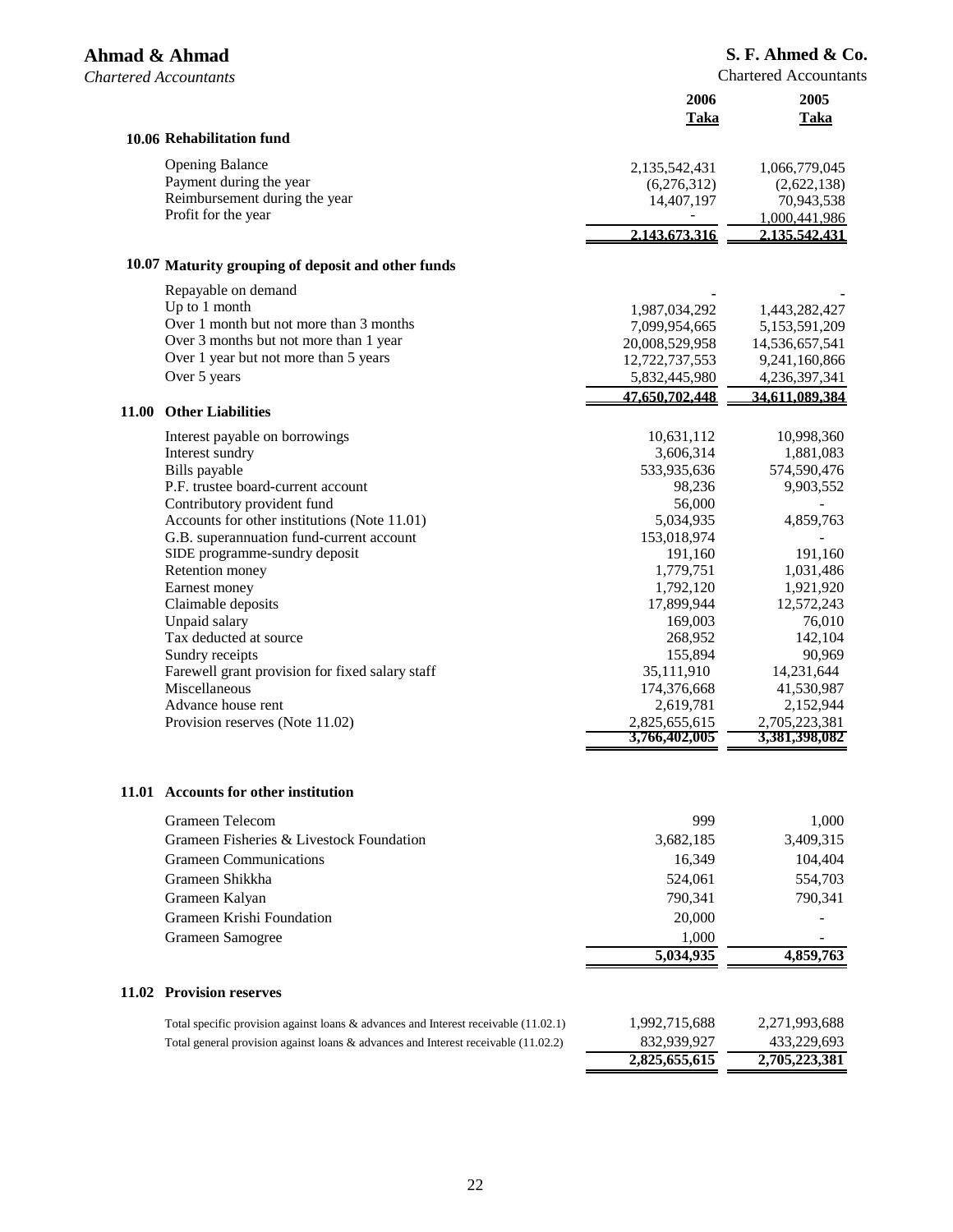| | 2006 Taka | 2005 Taka |
|---|---|---|
| **10.06 Rehabilitation fund** | | |
| Opening Balance | 2,135,542,431 | 1,066,779,045 |
| Payment during the year | (6,276,312) | (2,622,138) |
| Reimbursement during the year | 14,407,197 | 70,943,538 |
| Profit for the year | - | 1,000,441,986 |
| | **2,143,673,316** | **2,135,542,431** |
| **10.07 Maturity grouping of deposit and other funds** | | |
| Repayable on demand | - | - |
| Up to 1 month | 1,987,034,292 | 1,443,282,427 |
| Over 1 month but not more than 3 months | 7,099,954,665 | 5,153,591,209 |
| Over 3 months but not more than 1 year | 20,008,529,958 | 14,536,657,541 |
| Over 1 year but not more than 5 years | 12,722,737,553 | 9,241,160,866 |
| Over 5 years | 5,832,445,980 | 4,236,397,341 |
| | **47,650,702,448** | **34,611,089,384** |
| **11.00 Other Liabilities** | | |
| Interest payable on borrowings | 10,631,112 | 10,998,360 |
| Interest sundry | 3,606,314 | 1,881,083 |
| Bills payable | 533,935,636 | 574,590,476 |
| P.F. trustee board-current account | 98,236 | 9,903,552 |
| Contributory provident fund | 56,000 | - |
| Accounts for other institutions (Note 11.01) | 5,034,935 | 4,859,763 |
| G.B. superannuation fund-current account | 153,018,974 | - |
| SIDE programme-sundry deposit | 191,160 | 191,160 |
| Retention money | 1,779,751 | 1,031,486 |
| Earnest money | 1,792,120 | 1,921,920 |
| Claimable deposits | 17,899,944 | 12,572,243 |
| Unpaid salary | 169,003 | 76,010 |
| Tax deducted at source | 268,952 | 142,104 |
| Sundry receipts | 155,894 | 90,969 |
| Farewell grant provision for fixed salary staff | 35,111,910 | 14,231,644 |
| Miscellaneous | 174,376,668 | 41,530,987 |
| Advance house rent | 2,619,781 | 2,152,944 |
| Provision reserves (Note 11.02) | 2,825,655,615 | 2,705,223,381 |
| | **3,766,402,005** | **3,381,398,082** |

**11.01 Accounts for other institution**

| | 2006 Taka | 2005 Taka |
|---|---|---|
| Grameen Telecom | 999 | 1,000 |
| Grameen Fisheries & Livestock Foundation | 3,682,185 | 3,409,315 |
| Grameen Communications | 16,349 | 104,404 |
| Grameen Shikkha | 524,061 | 554,703 |
| Grameen Kalyan | 790,341 | 790,341 |
| Grameen Krishi Foundation | 20,000 | - |
| Grameen Samogree | 1,000 | - |
| | **5,034,935** | **4,859,763** |

**11.02 Provision reserves**

| | 2006 Taka | 2005 Taka |
|---|---|---|
| Total specific provision against loans & advances and Interest receivable (11.02.1) | 1,992,715,688 | 2,271,993,688 |
| Total general provision against loans & advances and Interest receivable (11.02.2) | 832,939,927 | 433,229,693 |
| | **2,825,655,615** | **2,705,223,381** |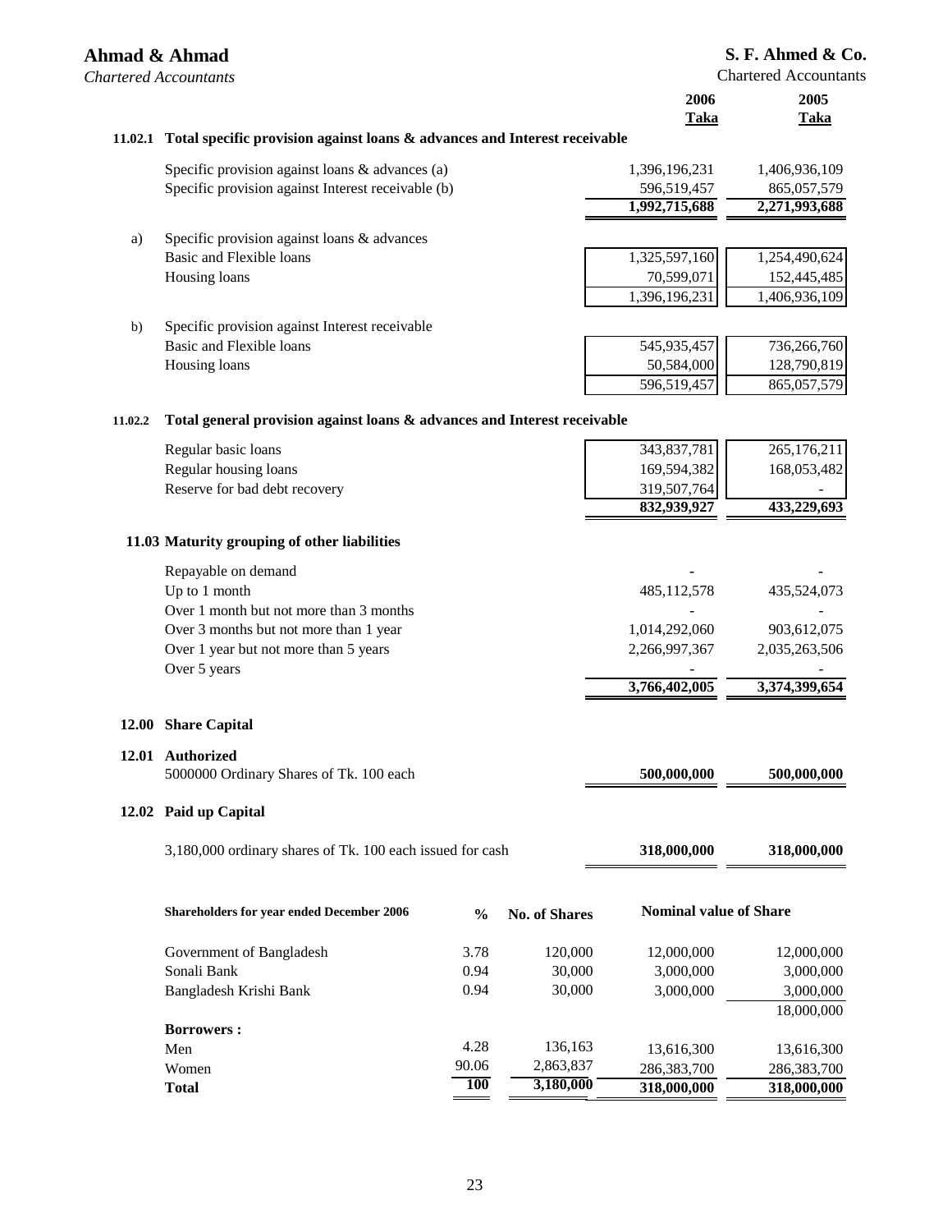| | | 2006 Taka | 2005 Taka |
|---|---|---|---|
| **11.02.1** | **Total specific provision against loans & advances and Interest receivable** | | |
| | Specific provision against loans & advances (a) | 1,396,196,231 | 1,406,936,109 |
| | Specific provision against Interest receivable (b) | 596,519,457 | 865,057,579 |
| | | **1,992,715,688** | **2,271,993,688** |
| a) | Specific provision against loans & advances | | |
| | Basic and Flexible loans | 1,325,597,160 | 1,254,490,624 |
| | Housing loans | 70,599,071 | 152,445,485 |
| | | 1,396,196,231 | 1,406,936,109 |
| b) | Specific provision against Interest receivable | | |
| | Basic and Flexible loans | 545,935,457 | 736,266,760 |
| | Housing loans | 50,584,000 | 128,790,819 |
| | | 596,519,457 | 865,057,579 |
| **11.02.2** | **Total general provision against loans & advances and Interest receivable** | | |
| | Regular basic loans | 343,837,781 | 265,176,211 |
| | Regular housing loans | 169,594,382 | 168,053,482 |
| | Reserve for bad debt recovery | 319,507,764 | - |
| | | **832,939,927** | **433,229,693** |
| **11.03** | **Maturity grouping of other liabilities** | | |
| | Repayable on demand | - | - |
| | Up to 1 month | 485,112,578 | 435,524,073 |
| | Over 1 month but not more than 3 months | - | - |
| | Over 3 months but not more than 1 year | 1,014,292,060 | 903,612,075 |
| | Over 1 year but not more than 5 years | 2,266,997,367 | 2,035,263,506 |
| | Over 5 years | - | - |
| | | **3,766,402,005** | **3,374,399,654** |
| **12.00** | **Share Capital** | | |
| **12.01** | **Authorized** | | |
| | 5000000 Ordinary Shares of Tk. 100 each | **500,000,000** | **500,000,000** |
| **12.02** | **Paid up Capital** | | |
| | 3,180,000 ordinary shares of Tk. 100 each issued for cash | **318,000,000** | **318,000,000** |

| Shareholders for year ended December 2006 | % | No. of Shares | Nominal value of Share | |
|---|---|---|---|---|
| Government of Bangladesh | 3.78 | 120,000 | 12,000,000 | 12,000,000 |
| Sonali Bank | 0.94 | 30,000 | 3,000,000 | 3,000,000 |
| Bangladesh Krishi Bank | 0.94 | 30,000 | 3,000,000 | 3,000,000 |
| | | | | 18,000,000 |
| **Borrowers :** | | | | |
| Men | 4.28 | 136,163 | 13,616,300 | 13,616,300 |
| Women | 90.06 | 2,863,837 | 286,383,700 | 286,383,700 |
| **Total** | **100** | **3,180,000** | **318,000,000** | **318,000,000** |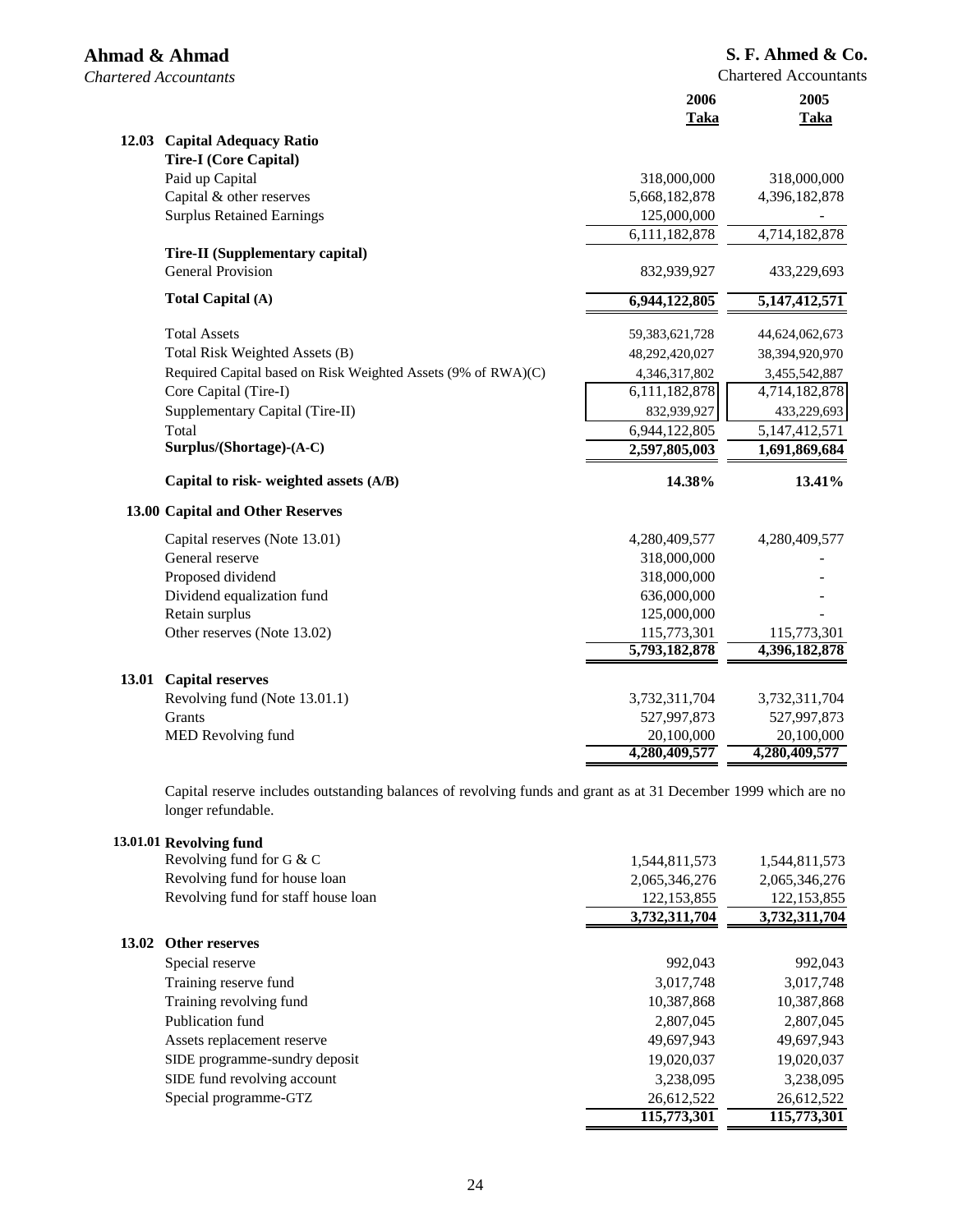| | | 2006 Taka | 2005 Taka |
|---|---|---|---|
| **12.03** | **Capital Adequacy Ratio** | | |
| | **Tire-I (Core Capital)** | | |
| | Paid up Capital | 318,000,000 | 318,000,000 |
| | Capital & other reserves | 5,668,182,878 | 4,396,182,878 |
| | Surplus Retained Earnings | 125,000,000 | - |
| | | 6,111,182,878 | 4,714,182,878 |
| | **Tire-II (Supplementary capital)** | | |
| | General Provision | 832,939,927 | 433,229,693 |
| | **Total Capital (A)** | **6,944,122,805** | **5,147,412,571** |
| | Total Assets | 59,383,621,728 | 44,624,062,673 |
| | Total Risk Weighted Assets (B) | 48,292,420,027 | 38,394,920,970 |
| | Required Capital based on Risk Weighted Assets (9% of RWA)(C) | 4,346,317,802 | 3,455,542,887 |
| | Core Capital (Tire-I) | 6,111,182,878 | 4,714,182,878 |
| | Supplementary Capital (Tire-II) | 832,939,927 | 433,229,693 |
| | Total | 6,944,122,805 | 5,147,412,571 |
| | **Surplus/(Shortage)-(A-C)** | **2,597,805,003** | **1,691,869,684** |
| | **Capital to risk- weighted assets (A/B)** | **14.38%** | **13.41%** |
| **13.00** | **Capital and Other Reserves** | | |
| | Capital reserves (Note 13.01) | 4,280,409,577 | 4,280,409,577 |
| | General reserve | 318,000,000 | - |
| | Proposed dividend | 318,000,000 | - |
| | Dividend equalization fund | 636,000,000 | - |
| | Retain surplus | 125,000,000 | - |
| | Other reserves (Note 13.02) | 115,773,301 | 115,773,301 |
| | | **5,793,182,878** | **4,396,182,878** |
| **13.01** | **Capital reserves** | | |
| | Revolving fund (Note 13.01.1) | 3,732,311,704 | 3,732,311,704 |
| | Grants | 527,997,873 | 527,997,873 |
| | MED Revolving fund | 20,100,000 | 20,100,000 |
| | | **4,280,409,577** | **4,280,409,577** |

Capital reserve includes outstanding balances of revolving funds and grant as at 31 December 1999 which are no longer refundable.

| | | 2006 Taka | 2005 Taka |
|---|---|---|---|
| **13.01.01** | **Revolving fund** | | |
| | Revolving fund for G & C | 1,544,811,573 | 1,544,811,573 |
| | Revolving fund for house loan | 2,065,346,276 | 2,065,346,276 |
| | Revolving fund for staff house loan | 122,153,855 | 122,153,855 |
| | | **3,732,311,704** | **3,732,311,704** |
| **13.02** | **Other reserves** | | |
| | Special reserve | 992,043 | 992,043 |
| | Training reserve fund | 3,017,748 | 3,017,748 |
| | Training revolving fund | 10,387,868 | 10,387,868 |
| | Publication fund | 2,807,045 | 2,807,045 |
| | Assets replacement reserve | 49,697,943 | 49,697,943 |
| | SIDE programme-sundry deposit | 19,020,037 | 19,020,037 |
| | SIDE fund revolving account | 3,238,095 | 3,238,095 |
| | Special programme-GTZ | 26,612,522 | 26,612,522 |
| | | **115,773,301** | **115,773,301** |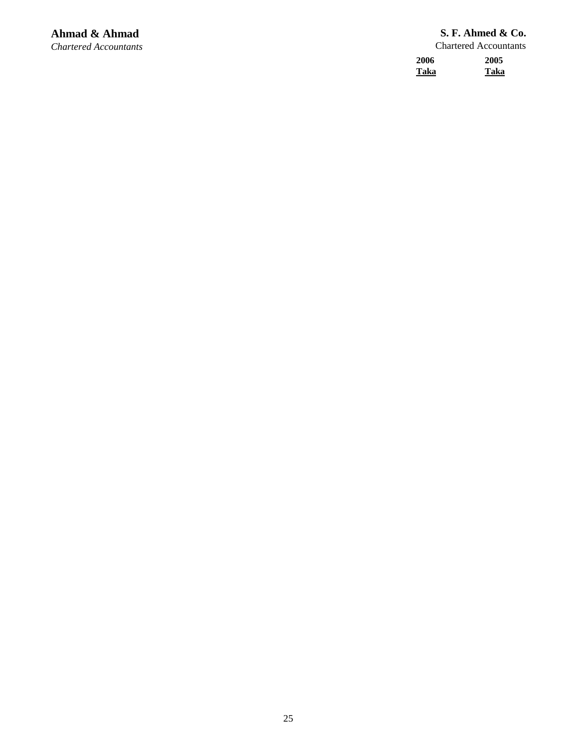**Ahmad & Ahmad**
*Chartered Accountants*

**S. F. Ahmed & Co.**
Chartered Accountants

| 2006 | 2005 |
| --- | --- |
| **Taka** | **Taka** |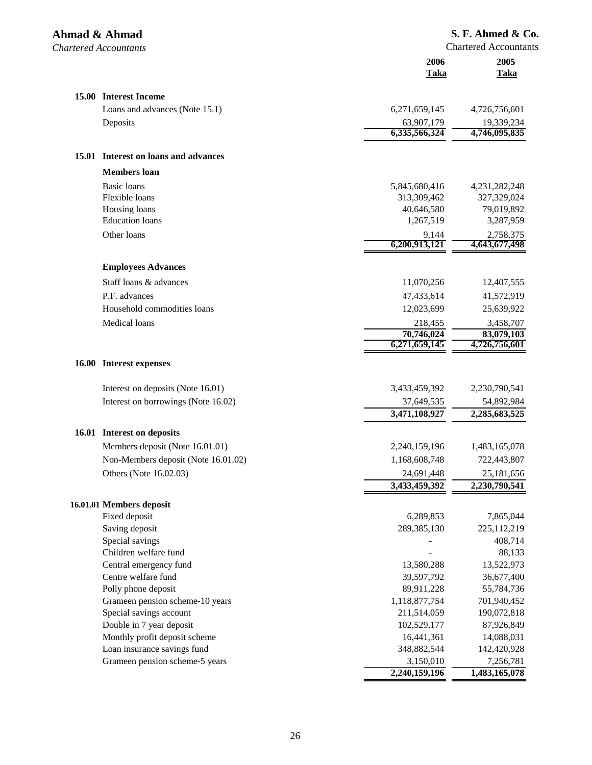**Ahmad & Ahmad**
*Chartered Accountants*

**S. F. Ahmed & Co.**
Chartered Accountants

| | | 2006 Taka | 2005 Taka |
|---|---|---|---|
| **15.00** | **Interest Income** | | |
| | Loans and advances (Note 15.1) | 6,271,659,145 | 4,726,756,601 |
| | Deposits | 63,907,179 | 19,339,234 |
| | | 6,335,566,324 | 4,746,095,835 |
| **15.01** | **Interest on loans and advances** | | |
| | **Members loan** | | |
| | Basic loans | 5,845,680,416 | 4,231,282,248 |
| | Flexible loans | 313,309,462 | 327,329,024 |
| | Housing loans | 40,646,580 | 79,019,892 |
| | Education loans | 1,267,519 | 3,287,959 |
| | Other loans | 9,144 | 2,758,375 |
| | | 6,200,913,121 | 4,643,677,498 |
| | **Employees Advances** | | |
| | Staff loans & advances | 11,070,256 | 12,407,555 |
| | P.F. advances | 47,433,614 | 41,572,919 |
| | Household commodities loans | 12,023,699 | 25,639,922 |
| | Medical loans | 218,455 | 3,458,707 |
| | | 70,746,024 | 83,079,103 |
| | | 6,271,659,145 | 4,726,756,601 |
| **16.00** | **Interest expenses** | | |
| | Interest on deposits (Note 16.01) | 3,433,459,392 | 2,230,790,541 |
| | Interest on borrowings (Note 16.02) | 37,649,535 | 54,892,984 |
| | | 3,471,108,927 | 2,285,683,525 |
| **16.01** | **Interest on deposits** | | |
| | Members deposit (Note 16.01.01) | 2,240,159,196 | 1,483,165,078 |
| | Non-Members deposit (Note 16.01.02) | 1,168,608,748 | 722,443,807 |
| | Others (Note 16.02.03) | 24,691,448 | 25,181,656 |
| | | 3,433,459,392 | 2,230,790,541 |
| **16.01.01** | **Members deposit** | | |
| | Fixed deposit | 6,289,853 | 7,865,044 |
| | Saving deposit | 289,385,130 | 225,112,219 |
| | Special savings | - | 408,714 |
| | Children welfare fund | - | 88,133 |
| | Central emergency fund | 13,580,288 | 13,522,973 |
| | Centre welfare fund | 39,597,792 | 36,677,400 |
| | Polly phone deposit | 89,911,228 | 55,784,736 |
| | Grameen pension scheme-10 years | 1,118,877,754 | 701,940,452 |
| | Special savings account | 211,514,059 | 190,072,818 |
| | Double in 7 year deposit | 102,529,177 | 87,926,849 |
| | Monthly profit deposit scheme | 16,441,361 | 14,088,031 |
| | Loan insurance savings fund | 348,882,544 | 142,420,928 |
| | Grameen pension scheme-5 years | 3,150,010 | 7,256,781 |
| | | 2,240,159,196 | 1,483,165,078 |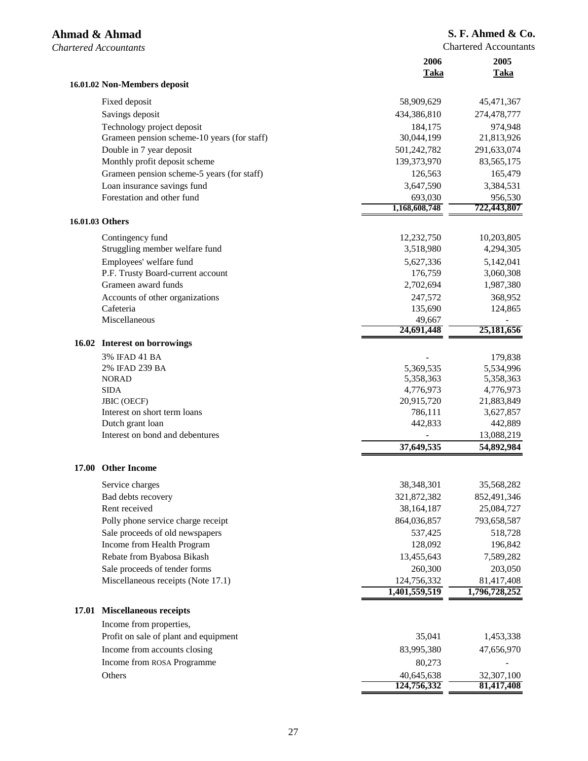Ahmad & Ahmad
*Chartered Accountants*

S. F. Ahmed & Co.
Chartered Accountants

| | 2006 Taka | 2005 Taka |
|---|---|---|
| **16.01.02 Non-Members deposit** | | |
| Fixed deposit | 58,909,629 | 45,471,367 |
| Savings deposit | 434,386,810 | 274,478,777 |
| Technology project deposit | 184,175 | 974,948 |
| Grameen pension scheme-10 years (for staff) | 30,044,199 | 21,813,926 |
| Double in 7 year deposit | 501,242,782 | 291,633,074 |
| Monthly profit deposit scheme | 139,373,970 | 83,565,175 |
| Grameen pension scheme-5 years (for staff) | 126,563 | 165,479 |
| Loan insurance savings fund | 3,647,590 | 3,384,531 |
| Forestation and other fund | 693,030 | 956,530 |
| | **1,168,608,748** | **722,443,807** |
| **16.01.03 Others** | | |
| Contingency fund | 12,232,750 | 10,203,805 |
| Struggling member welfare fund | 3,518,980 | 4,294,305 |
| Employees' welfare fund | 5,627,336 | 5,142,041 |
| P.F. Trusty Board-current account | 176,759 | 3,060,308 |
| Grameen award funds | 2,702,694 | 1,987,380 |
| Accounts of other organizations | 247,572 | 368,952 |
| Cafeteria | 135,690 | 124,865 |
| Miscellaneous | 49,667 | - |
| | **24,691,448** | **25,181,656** |
| **16.02 Interest on borrowings** | | |
| 3% IFAD 41 BA | - | 179,838 |
| 2% IFAD 239 BA | 5,369,535 | 5,534,996 |
| NORAD | 5,358,363 | 5,358,363 |
| SIDA | 4,776,973 | 4,776,973 |
| JBIC (OECF) | 20,915,720 | 21,883,849 |
| Interest on short term loans | 786,111 | 3,627,857 |
| Dutch grant loan | 442,833 | 442,889 |
| Interest on bond and debentures | - | 13,088,219 |
| | **37,649,535** | **54,892,984** |
| **17.00 Other Income** | | |
| Service charges | 38,348,301 | 35,568,282 |
| Bad debts recovery | 321,872,382 | 852,491,346 |
| Rent received | 38,164,187 | 25,084,727 |
| Polly phone service charge receipt | 864,036,857 | 793,658,587 |
| Sale proceeds of old newspapers | 537,425 | 518,728 |
| Income from Health Program | 128,092 | 196,842 |
| Rebate from Byabosa Bikash | 13,455,643 | 7,589,282 |
| Sale proceeds of tender forms | 260,300 | 203,050 |
| Miscellaneous receipts (Note 17.1) | 124,756,332 | 81,417,408 |
| | **1,401,559,519** | **1,796,728,252** |
| **17.01 Miscellaneous receipts** | | |
| Income from properties, | | |
| Profit on sale of plant and equipment | 35,041 | 1,453,338 |
| Income from accounts closing | 83,995,380 | 47,656,970 |
| Income from ROSA Programme | 80,273 | - |
| Others | 40,645,638 | 32,307,100 |
| | **124,756,332** | **81,417,408** |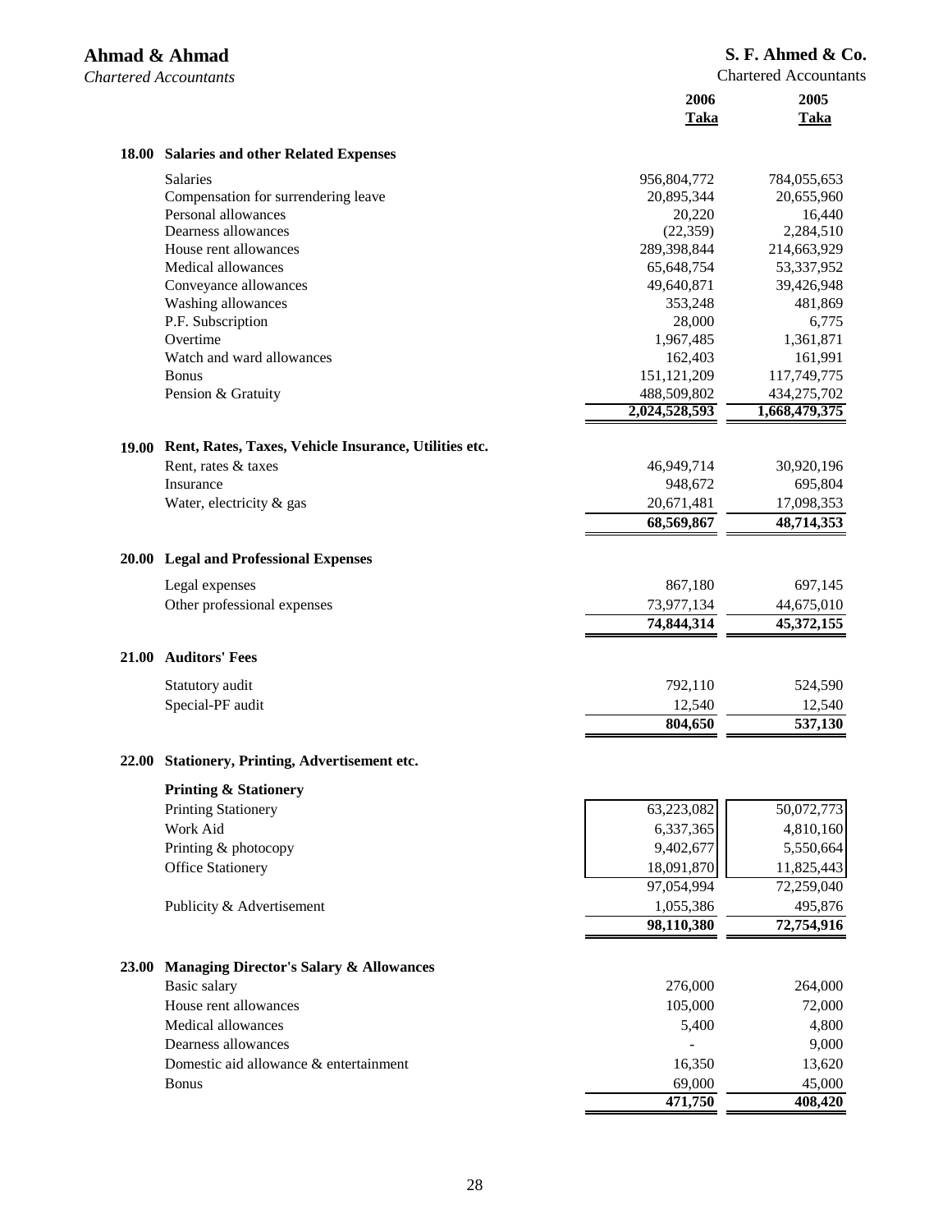|  | 2006 Taka | 2005 Taka |
|---|---|---|
| **18.00 Salaries and other Related Expenses** | | |
| Salaries | 956,804,772 | 784,055,653 |
| Compensation for surrendering leave | 20,895,344 | 20,655,960 |
| Personal allowances | 20,220 | 16,440 |
| Dearness allowances | (22,359) | 2,284,510 |
| House rent allowances | 289,398,844 | 214,663,929 |
| Medical allowances | 65,648,754 | 53,337,952 |
| Conveyance allowances | 49,640,871 | 39,426,948 |
| Washing allowances | 353,248 | 481,869 |
| P.F. Subscription | 28,000 | 6,775 |
| Overtime | 1,967,485 | 1,361,871 |
| Watch and ward allowances | 162,403 | 161,991 |
| Bonus | 151,121,209 | 117,749,775 |
| Pension & Gratuity | 488,509,802 | 434,275,702 |
| | **2,024,528,593** | **1,668,479,375** |
| **19.00 Rent, Rates, Taxes, Vehicle Insurance, Utilities etc.** | | |
| Rent, rates & taxes | 46,949,714 | 30,920,196 |
| Insurance | 948,672 | 695,804 |
| Water, electricity & gas | 20,671,481 | 17,098,353 |
| | **68,569,867** | **48,714,353** |
| **20.00 Legal and Professional Expenses** | | |
| Legal expenses | 867,180 | 697,145 |
| Other professional expenses | 73,977,134 | 44,675,010 |
| | **74,844,314** | **45,372,155** |
| **21.00 Auditors' Fees** | | |
| Statutory audit | 792,110 | 524,590 |
| Special-PF audit | 12,540 | 12,540 |
| | **804,650** | **537,130** |
| **22.00 Stationery, Printing, Advertisement etc.** | | |
| **Printing & Stationery** | | |
| Printing Stationery | 63,223,082 | 50,072,773 |
| Work Aid | 6,337,365 | 4,810,160 |
| Printing & photocopy | 9,402,677 | 5,550,664 |
| Office Stationery | 18,091,870 | 11,825,443 |
| | 97,054,994 | 72,259,040 |
| Publicity & Advertisement | 1,055,386 | 495,876 |
| | **98,110,380** | **72,754,916** |
| **23.00 Managing Director's Salary & Allowances** | | |
| Basic salary | 276,000 | 264,000 |
| House rent allowances | 105,000 | 72,000 |
| Medical allowances | 5,400 | 4,800 |
| Dearness allowances | - | 9,000 |
| Domestic aid allowance & entertainment | 16,350 | 13,620 |
| Bonus | 69,000 | 45,000 |
| | **471,750** | **408,420** |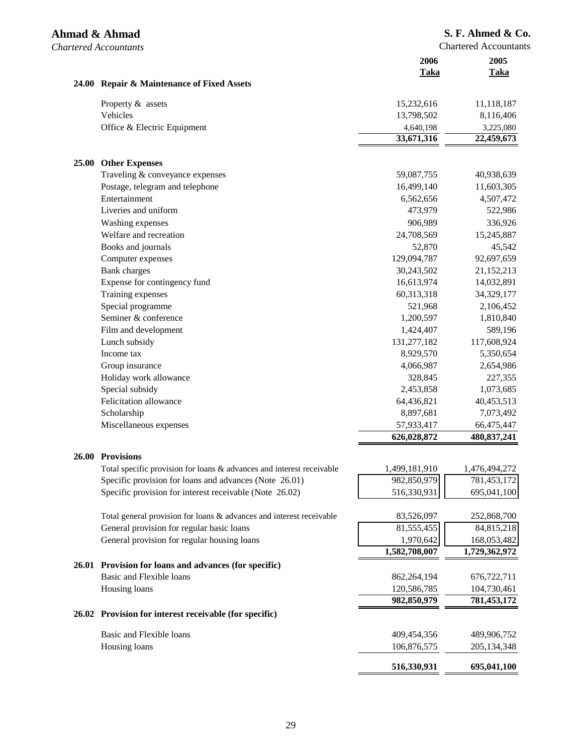| | | 2006 Taka | 2005 Taka |
|---|---|---|---|
| **24.00** | **Repair & Maintenance of Fixed Assets** | | |
| | Property & assets | 15,232,616 | 11,118,187 |
| | Vehicles | 13,798,502 | 8,116,406 |
| | Office & Electric Equipment | 4,640,198 | 3,225,080 |
| | | **33,671,316** | **22,459,673** |
| **25.00** | **Other Expenses** | | |
| | Traveling & conveyance expenses | 59,087,755 | 40,938,639 |
| | Postage, telegram and telephone | 16,499,140 | 11,603,305 |
| | Entertainment | 6,562,656 | 4,507,472 |
| | Liveries and uniform | 473,979 | 522,986 |
| | Washing expenses | 906,989 | 336,926 |
| | Welfare and recreation | 24,708,569 | 15,245,887 |
| | Books and journals | 52,870 | 45,542 |
| | Computer expenses | 129,094,787 | 92,697,659 |
| | Bank charges | 30,243,502 | 21,152,213 |
| | Expense for contingency fund | 16,613,974 | 14,032,891 |
| | Training expenses | 60,313,318 | 34,329,177 |
| | Special programme | 521,968 | 2,106,452 |
| | Seminer & conference | 1,200,597 | 1,810,840 |
| | Film and development | 1,424,407 | 589,196 |
| | Lunch subsidy | 131,277,182 | 117,608,924 |
| | Income tax | 8,929,570 | 5,350,654 |
| | Group insurance | 4,066,987 | 2,654,986 |
| | Holiday work allowance | 328,845 | 227,355 |
| | Special subsidy | 2,453,858 | 1,073,685 |
| | Felicitation allowance | 64,436,821 | 40,453,513 |
| | Scholarship | 8,897,681 | 7,073,492 |
| | Miscellaneous expenses | 57,933,417 | 66,475,447 |
| | | **626,028,872** | **480,837,241** |
| **26.00** | **Provisions** | | |
| | Total specific provision for loans & advances and interest receivable | 1,499,181,910 | 1,476,494,272 |
| | Specific provision for loans and advances (Note 26.01) | 982,850,979 | 781,453,172 |
| | Specific provision for interest receivable (Note 26.02) | 516,330,931 | 695,041,100 |
| | Total general provision for loans & advances and interest receivable | 83,526,097 | 252,868,700 |
| | General provision for regular basic loans | 81,555,455 | 84,815,218 |
| | General provision for regular housing loans | 1,970,642 | 168,053,482 |
| | | **1,582,708,007** | **1,729,362,972** |
| **26.01** | **Provision for loans and advances (for specific)** | | |
| | Basic and Flexible loans | 862,264,194 | 676,722,711 |
| | Housing loans | 120,586,785 | 104,730,461 |
| | | **982,850,979** | **781,453,172** |
| **26.02** | **Provision for interest receivable (for specific)** | | |
| | Basic and Flexible loans | 409,454,356 | 489,906,752 |
| | Housing loans | 106,876,575 | 205,134,348 |
| | | **516,330,931** | **695,041,100** |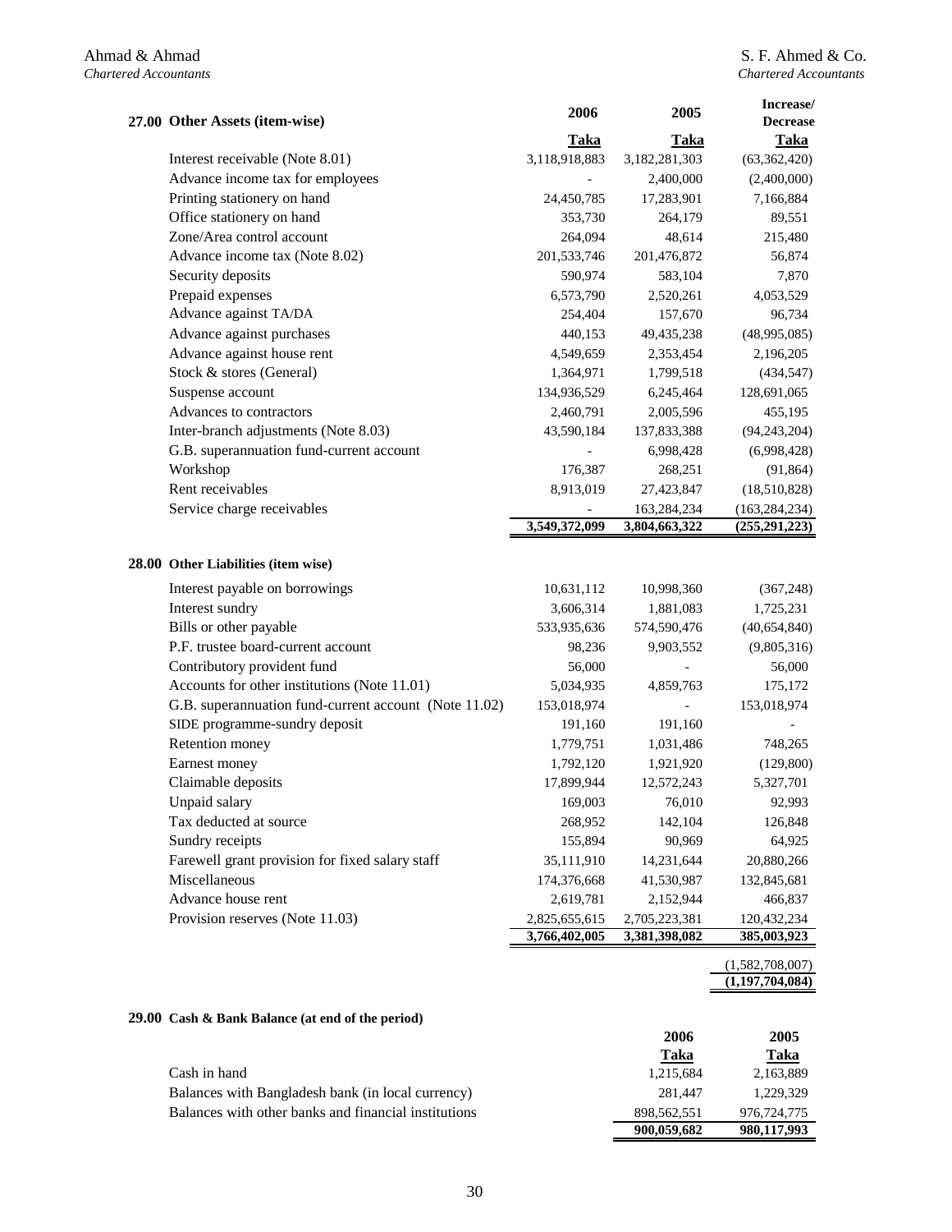Ahmad & Ahmad
*Chartered Accountants*

S. F. Ahmed & Co.
*Chartered Accountants*

## 27.00 Other Assets (item-wise)

| | 2006 | 2005 | Increase/ Decrease |
|---|---|---|---|
| | Taka | Taka | Taka |
| Interest receivable (Note 8.01) | 3,118,918,883 | 3,182,281,303 | (63,362,420) |
| Advance income tax for employees | - | 2,400,000 | (2,400,000) |
| Printing stationery on hand | 24,450,785 | 17,283,901 | 7,166,884 |
| Office stationery on hand | 353,730 | 264,179 | 89,551 |
| Zone/Area control account | 264,094 | 48,614 | 215,480 |
| Advance income tax (Note 8.02) | 201,533,746 | 201,476,872 | 56,874 |
| Security deposits | 590,974 | 583,104 | 7,870 |
| Prepaid expenses | 6,573,790 | 2,520,261 | 4,053,529 |
| Advance against TA/DA | 254,404 | 157,670 | 96,734 |
| Advance against purchases | 440,153 | 49,435,238 | (48,995,085) |
| Advance against house rent | 4,549,659 | 2,353,454 | 2,196,205 |
| Stock & stores (General) | 1,364,971 | 1,799,518 | (434,547) |
| Suspense account | 134,936,529 | 6,245,464 | 128,691,065 |
| Advances to contractors | 2,460,791 | 2,005,596 | 455,195 |
| Inter-branch adjustments (Note 8.03) | 43,590,184 | 137,833,388 | (94,243,204) |
| G.B. superannuation fund-current account | - | 6,998,428 | (6,998,428) |
| Workshop | 176,387 | 268,251 | (91,864) |
| Rent receivables | 8,913,019 | 27,423,847 | (18,510,828) |
| Service charge receivables | - | 163,284,234 | (163,284,234) |
| | **3,549,372,099** | **3,804,663,322** | **(255,291,223)** |

## 28.00 Other Liabilities (item wise)

| | 2006 | 2005 | Increase/ Decrease |
|---|---|---|---|
| Interest payable on borrowings | 10,631,112 | 10,998,360 | (367,248) |
| Interest sundry | 3,606,314 | 1,881,083 | 1,725,231 |
| Bills or other payable | 533,935,636 | 574,590,476 | (40,654,840) |
| P.F. trustee board-current account | 98,236 | 9,903,552 | (9,805,316) |
| Contributory provident fund | 56,000 | - | 56,000 |
| Accounts for other institutions (Note 11.01) | 5,034,935 | 4,859,763 | 175,172 |
| G.B. superannuation fund-current account (Note 11.02) | 153,018,974 | - | 153,018,974 |
| SIDE programme-sundry deposit | 191,160 | 191,160 | - |
| Retention money | 1,779,751 | 1,031,486 | 748,265 |
| Earnest money | 1,792,120 | 1,921,920 | (129,800) |
| Claimable deposits | 17,899,944 | 12,572,243 | 5,327,701 |
| Unpaid salary | 169,003 | 76,010 | 92,993 |
| Tax deducted at source | 268,952 | 142,104 | 126,848 |
| Sundry receipts | 155,894 | 90,969 | 64,925 |
| Farewell grant provision for fixed salary staff | 35,111,910 | 14,231,644 | 20,880,266 |
| Miscellaneous | 174,376,668 | 41,530,987 | 132,845,681 |
| Advance house rent | 2,619,781 | 2,152,944 | 466,837 |
| Provision reserves (Note 11.03) | 2,825,655,615 | 2,705,223,381 | 120,432,234 |
| | **3,766,402,005** | **3,381,398,082** | **385,003,923** |
| | | | (1,582,708,007) |
| | | | **(1,197,704,084)** |

## 29.00 Cash & Bank Balance (at end of the period)

| | 2006 | 2005 |
|---|---|---|
| | Taka | Taka |
| Cash in hand | 1,215,684 | 2,163,889 |
| Balances with Bangladesh bank (in local currency) | 281,447 | 1,229,329 |
| Balances with other banks and financial institutions | 898,562,551 | 976,724,775 |
| | **900,059,682** | **980,117,993** |